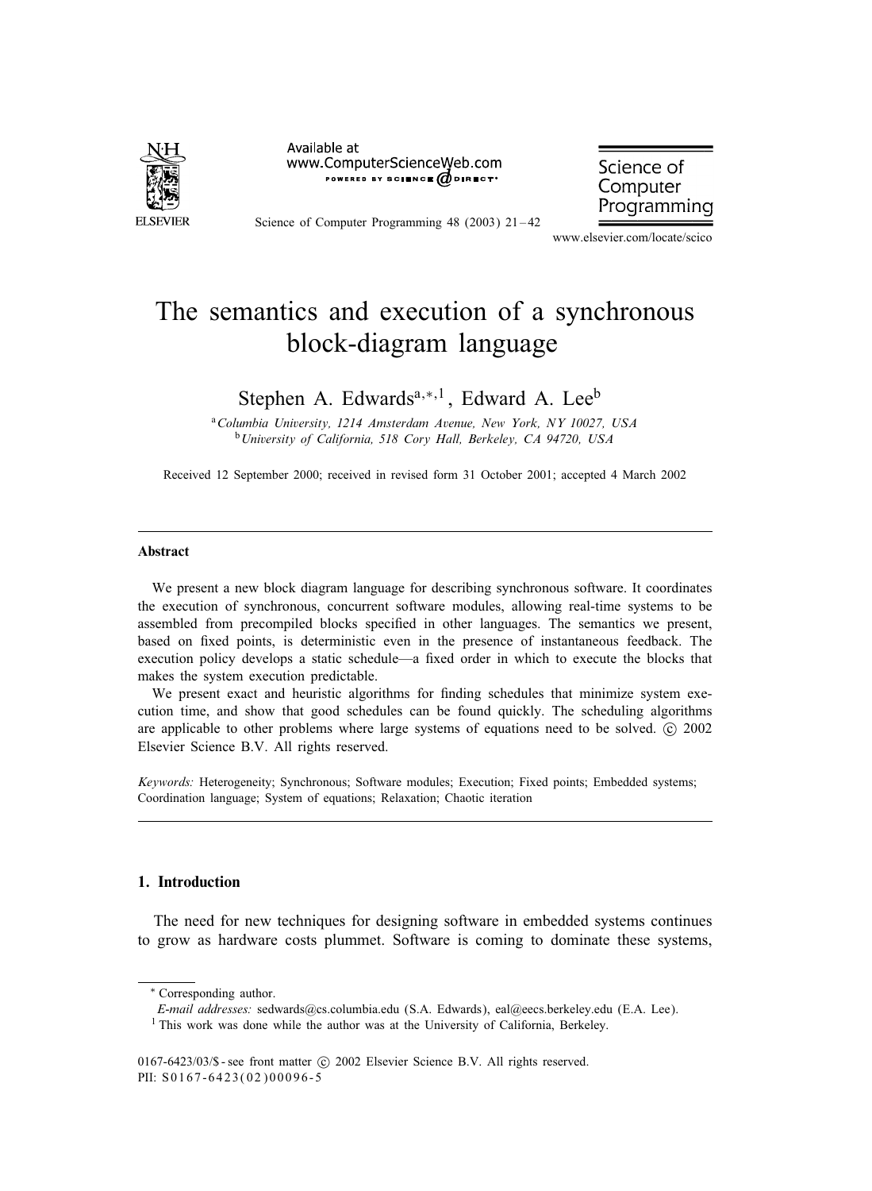# The semantics and execution of a synchronous block-diagram language

Stephen A. Edwards[a,*,1], Edward A. Lee[b]

[a] *Columbia University, 1214 Amsterdam Avenue, New York, NY 10027, USA*
[b] *University of California, 518 Cory Hall, Berkeley, CA 94720, USA*

Received 12 September 2000; received in revised form 31 October 2001; accepted 4 March 2002

---

## Abstract

We present a new block diagram language for describing synchronous software. It coordinates the execution of synchronous, concurrent software modules, allowing real-time systems to be assembled from precompiled blocks specified in other languages. The semantics we present, based on fixed points, is deterministic even in the presence of instantaneous feedback. The execution policy develops a static schedule—a fixed order in which to execute the blocks that makes the system execution predictable.

We present exact and heuristic algorithms for finding schedules that minimize system execution time, and show that good schedules can be found quickly. The scheduling algorithms are applicable to other problems where large systems of equations need to be solved. © 2002 Elsevier Science B.V. All rights reserved.

*Keywords:* Heterogeneity; Synchronous; Software modules; Execution; Fixed points; Embedded systems; Coordination language; System of equations; Relaxation; Chaotic iteration

---

## 1. Introduction

The need for new techniques for designing software in embedded systems continues to grow as hardware costs plummet. Software is coming to dominate these systems,

---

\* Corresponding author.

*E-mail addresses:* sedwards@cs.columbia.edu (S.A. Edwards), eal@eecs.berkeley.edu (E.A. Lee).

[1] This work was done while the author was at the University of California, Berkeley.

0167-6423/03/$ - see front matter © 2002 Elsevier Science B.V. All rights reserved.
PII: S0167-6423(02)00096-5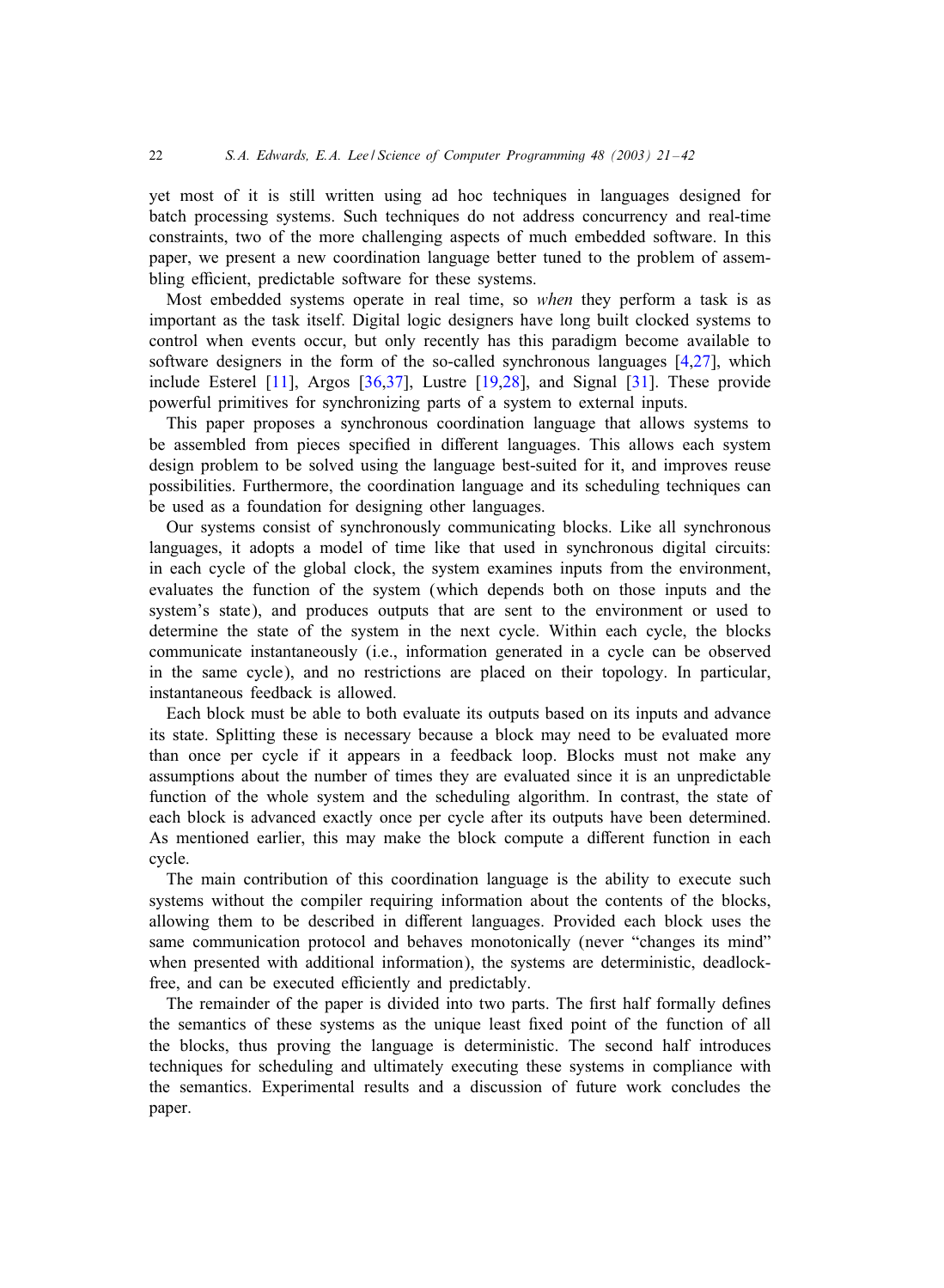yet most of it is still written using ad hoc techniques in languages designed for batch processing systems. Such techniques do not address concurrency and real-time constraints, two of the more challenging aspects of much embedded software. In this paper, we present a new coordination language better tuned to the problem of assembling efficient, predictable software for these systems.

Most embedded systems operate in real time, so *when* they perform a task is as important as the task itself. Digital logic designers have long built clocked systems to control when events occur, but only recently has this paradigm become available to software designers in the form of the so-called synchronous languages [4,27], which include Esterel [11], Argos [36,37], Lustre [19,28], and Signal [31]. These provide powerful primitives for synchronizing parts of a system to external inputs.

This paper proposes a synchronous coordination language that allows systems to be assembled from pieces specified in different languages. This allows each system design problem to be solved using the language best-suited for it, and improves reuse possibilities. Furthermore, the coordination language and its scheduling techniques can be used as a foundation for designing other languages.

Our systems consist of synchronously communicating blocks. Like all synchronous languages, it adopts a model of time like that used in synchronous digital circuits: in each cycle of the global clock, the system examines inputs from the environment, evaluates the function of the system (which depends both on those inputs and the system's state), and produces outputs that are sent to the environment or used to determine the state of the system in the next cycle. Within each cycle, the blocks communicate instantaneously (i.e., information generated in a cycle can be observed in the same cycle), and no restrictions are placed on their topology. In particular, instantaneous feedback is allowed.

Each block must be able to both evaluate its outputs based on its inputs and advance its state. Splitting these is necessary because a block may need to be evaluated more than once per cycle if it appears in a feedback loop. Blocks must not make any assumptions about the number of times they are evaluated since it is an unpredictable function of the whole system and the scheduling algorithm. In contrast, the state of each block is advanced exactly once per cycle after its outputs have been determined. As mentioned earlier, this may make the block compute a different function in each cycle.

The main contribution of this coordination language is the ability to execute such systems without the compiler requiring information about the contents of the blocks, allowing them to be described in different languages. Provided each block uses the same communication protocol and behaves monotonically (never "changes its mind" when presented with additional information), the systems are deterministic, deadlock-free, and can be executed efficiently and predictably.

The remainder of the paper is divided into two parts. The first half formally defines the semantics of these systems as the unique least fixed point of the function of all the blocks, thus proving the language is deterministic. The second half introduces techniques for scheduling and ultimately executing these systems in compliance with the semantics. Experimental results and a discussion of future work concludes the paper.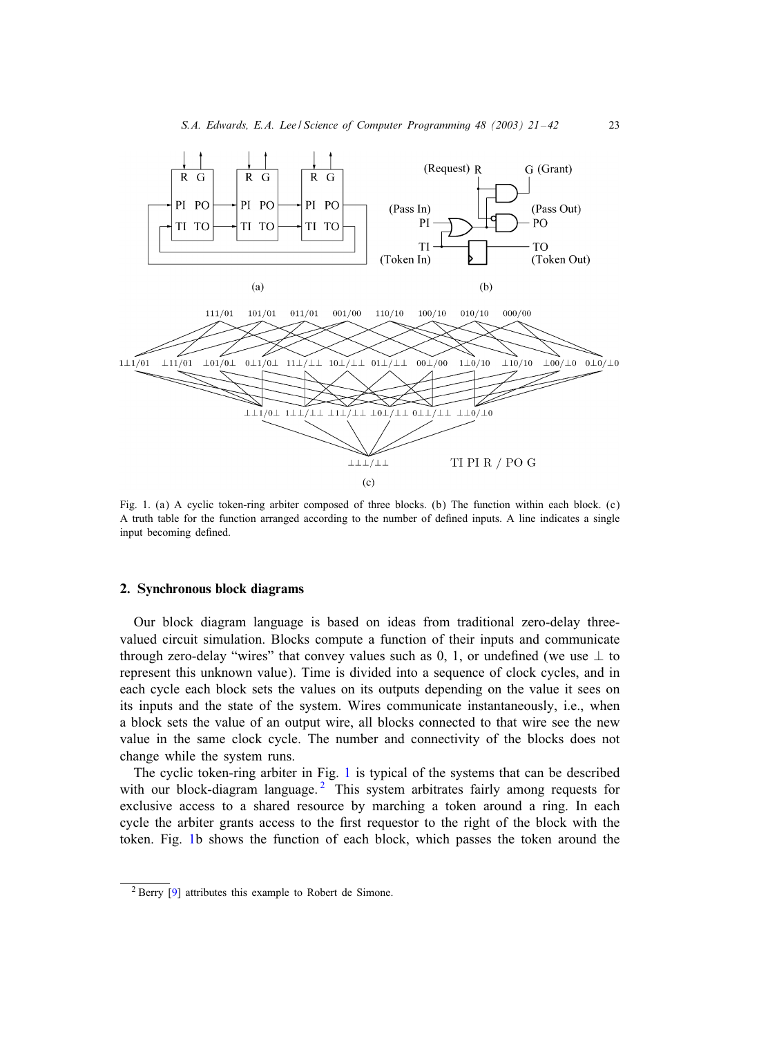Fig. 1. (a) A cyclic token-ring arbiter composed of three blocks. (b) The function within each block. (c) A truth table for the function arranged according to the number of defined inputs. A line indicates a single input becoming defined.

## 2. Synchronous block diagrams

Our block diagram language is based on ideas from traditional zero-delay three-valued circuit simulation. Blocks compute a function of their inputs and communicate through zero-delay "wires" that convey values such as 0, 1, or undefined (we use $\perp$ to represent this unknown value). Time is divided into a sequence of clock cycles, and in each cycle each block sets the values on its outputs depending on the value it sees on its inputs and the state of the system. Wires communicate instantaneously, i.e., when a block sets the value of an output wire, all blocks connected to that wire see the new value in the same clock cycle. The number and connectivity of the blocks does not change while the system runs.

The cyclic token-ring arbiter in Fig. 1 is typical of the systems that can be described with our block-diagram language.[2] This system arbitrates fairly among requests for exclusive access to a shared resource by marching a token around a ring. In each cycle the arbiter grants access to the first requestor to the right of the block with the token. Fig. 1b shows the function of each block, which passes the token around the

[2] Berry [9] attributes this example to Robert de Simone.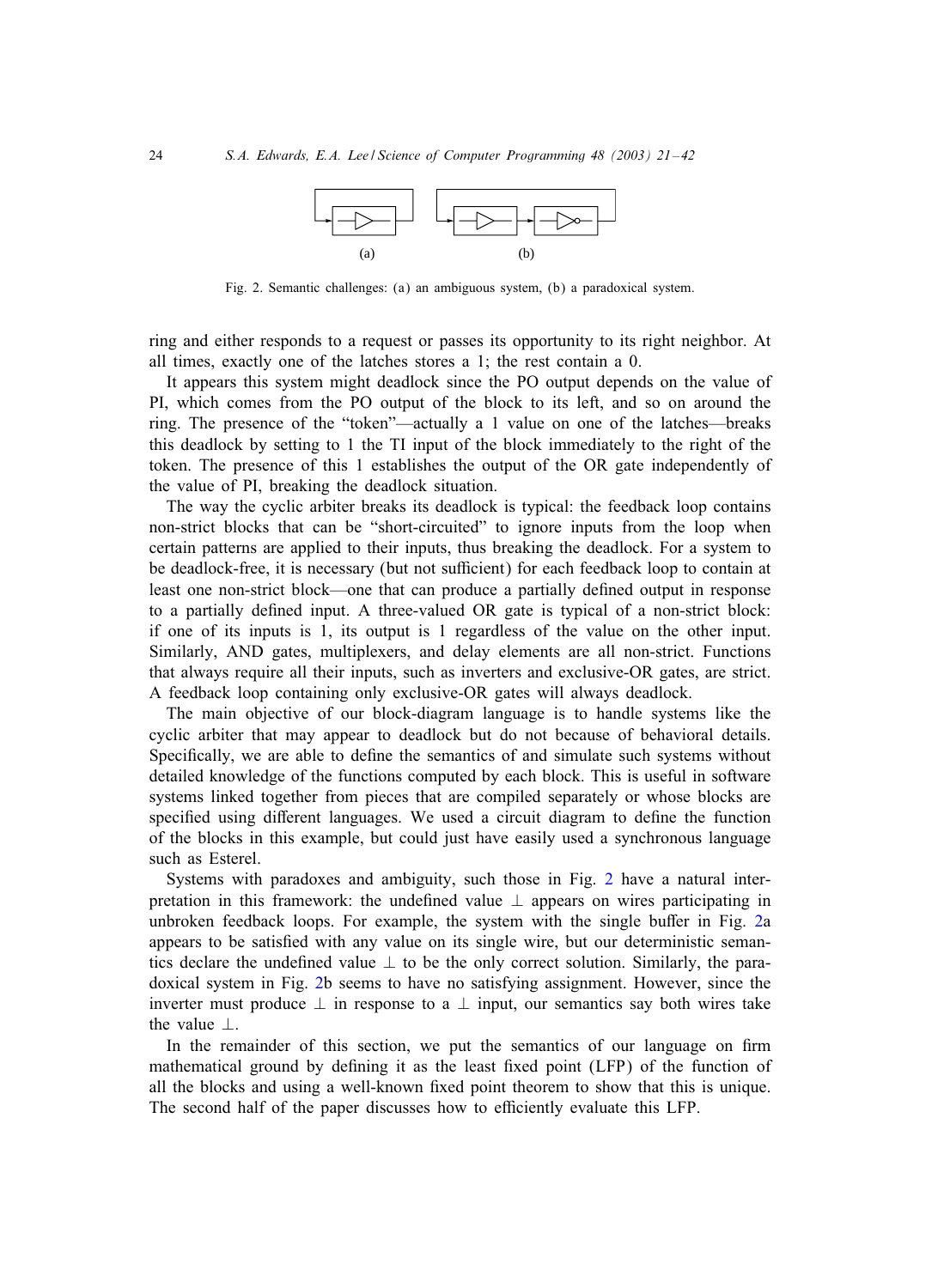Fig. 2. Semantic challenges: (a) an ambiguous system, (b) a paradoxical system.

ring and either responds to a request or passes its opportunity to its right neighbor. At all times, exactly one of the latches stores a 1; the rest contain a 0.

It appears this system might deadlock since the PO output depends on the value of PI, which comes from the PO output of the block to its left, and so on around the ring. The presence of the "token"—actually a 1 value on one of the latches—breaks this deadlock by setting to 1 the TI input of the block immediately to the right of the token. The presence of this 1 establishes the output of the OR gate independently of the value of PI, breaking the deadlock situation.

The way the cyclic arbiter breaks its deadlock is typical: the feedback loop contains non-strict blocks that can be "short-circuited" to ignore inputs from the loop when certain patterns are applied to their inputs, thus breaking the deadlock. For a system to be deadlock-free, it is necessary (but not sufficient) for each feedback loop to contain at least one non-strict block—one that can produce a partially defined output in response to a partially defined input. A three-valued OR gate is typical of a non-strict block: if one of its inputs is 1, its output is 1 regardless of the value on the other input. Similarly, AND gates, multiplexers, and delay elements are all non-strict. Functions that always require all their inputs, such as inverters and exclusive-OR gates, are strict. A feedback loop containing only exclusive-OR gates will always deadlock.

The main objective of our block-diagram language is to handle systems like the cyclic arbiter that may appear to deadlock but do not because of behavioral details. Specifically, we are able to define the semantics of and simulate such systems without detailed knowledge of the functions computed by each block. This is useful in software systems linked together from pieces that are compiled separately or whose blocks are specified using different languages. We used a circuit diagram to define the function of the blocks in this example, but could just have easily used a synchronous language such as Esterel.

Systems with paradoxes and ambiguity, such those in Fig. 2 have a natural interpretation in this framework: the undefined value $\perp$ appears on wires participating in unbroken feedback loops. For example, the system with the single buffer in Fig. 2a appears to be satisfied with any value on its single wire, but our deterministic semantics declare the undefined value $\perp$ to be the only correct solution. Similarly, the paradoxical system in Fig. 2b seems to have no satisfying assignment. However, since the inverter must produce $\perp$ in response to a $\perp$ input, our semantics say both wires take the value $\perp$.

In the remainder of this section, we put the semantics of our language on firm mathematical ground by defining it as the least fixed point (LFP) of the function of all the blocks and using a well-known fixed point theorem to show that this is unique. The second half of the paper discusses how to efficiently evaluate this LFP.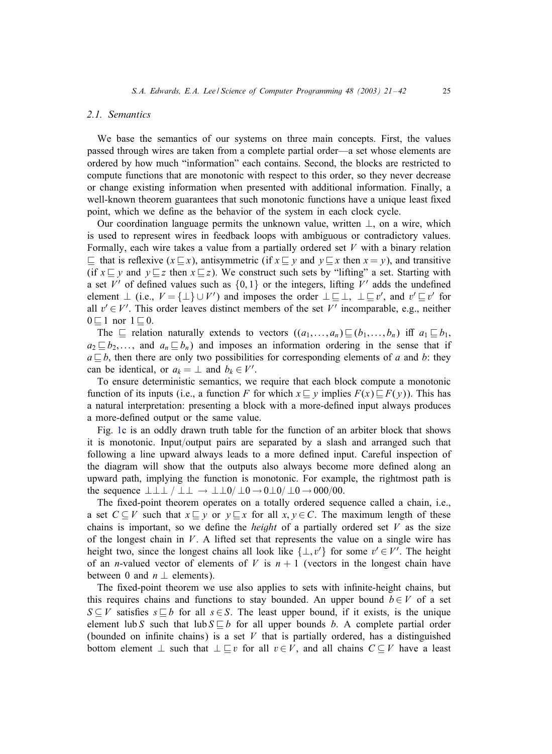### 2.1. Semantics

We base the semantics of our systems on three main concepts. First, the values passed through wires are taken from a complete partial order—a set whose elements are ordered by how much "information" each contains. Second, the blocks are restricted to compute functions that are monotonic with respect to this order, so they never decrease or change existing information when presented with additional information. Finally, a well-known theorem guarantees that such monotonic functions have a unique least fixed point, which we define as the behavior of the system in each clock cycle.

Our coordination language permits the unknown value, written $\perp$, on a wire, which is used to represent wires in feedback loops with ambiguous or contradictory values. Formally, each wire takes a value from a partially ordered set $V$ with a binary relation $\sqsubseteq$ that is reflexive ($x \sqsubseteq x$), antisymmetric (if $x \sqsubseteq y$ and $y \sqsubseteq x$ then $x = y$), and transitive (if $x \sqsubseteq y$ and $y \sqsubseteq z$ then $x \sqsubseteq z$). We construct such sets by "lifting" a set. Starting with a set $V'$ of defined values such as $\{0, 1\}$ or the integers, lifting $V'$ adds the undefined element $\perp$ (i.e., $V = \{\perp\} \cup V'$) and imposes the order $\perp \sqsubseteq \perp$, $\perp \sqsubseteq v'$, and $v' \sqsubseteq v'$ for all $v' \in V'$. This order leaves distinct members of the set $V'$ incomparable, e.g., neither $0 \sqsubseteq 1$ nor $1 \sqsubseteq 0$.

The $\sqsubseteq$ relation naturally extends to vectors ($(a_1, \ldots, a_n) \sqsubseteq (b_1, \ldots, b_n)$ iff $a_1 \sqsubseteq b_1$, $a_2 \sqsubseteq b_2, \ldots,$ and $a_n \sqsubseteq b_n$) and imposes an information ordering in the sense that if $a \sqsubseteq b$, then there are only two possibilities for corresponding elements of $a$ and $b$: they can be identical, or $a_k = \perp$ and $b_k \in V'$.

To ensure deterministic semantics, we require that each block compute a monotonic function of its inputs (i.e., a function $F$ for which $x \sqsubseteq y$ implies $F(x) \sqsubseteq F(y)$). This has a natural interpretation: presenting a block with a more-defined input always produces a more-defined output or the same value.

Fig. 1c is an oddly drawn truth table for the function of an arbiter block that shows it is monotonic. Input/output pairs are separated by a slash and arranged such that following a line upward always leads to a more defined input. Careful inspection of the diagram will show that the outputs also always become more defined along an upward path, implying the function is monotonic. For example, the rightmost path is the sequence $\perp\perp\perp\ /\ \perp\perp\ \rightarrow\ \perp\perp 0/\perp 0 \rightarrow 0\perp 0/\perp 0 \rightarrow 000/00$.

The fixed-point theorem operates on a totally ordered sequence called a chain, i.e., a set $C \subseteq V$ such that $x \sqsubseteq y$ or $y \sqsubseteq x$ for all $x, y \in C$. The maximum length of these chains is important, so we define the *height* of a partially ordered set $V$ as the size of the longest chain in $V$. A lifted set that represents the value on a single wire has height two, since the longest chains all look like $\{\perp, v'\}$ for some $v' \in V'$. The height of an $n$-valued vector of elements of $V$ is $n + 1$ (vectors in the longest chain have between 0 and $n$ $\perp$ elements).

The fixed-point theorem we use also applies to sets with infinite-height chains, but this requires chains and functions to stay bounded. An upper bound $b \in V$ of a set $S \subseteq V$ satisfies $s \sqsubseteq b$ for all $s \in S$. The least upper bound, if it exists, is the unique element $\text{lub}\, S$ such that $\text{lub}\, S \sqsubseteq b$ for all upper bounds $b$. A complete partial order (bounded on infinite chains) is a set $V$ that is partially ordered, has a distinguished bottom element $\perp$ such that $\perp \sqsubseteq v$ for all $v \in V$, and all chains $C \subseteq V$ have a least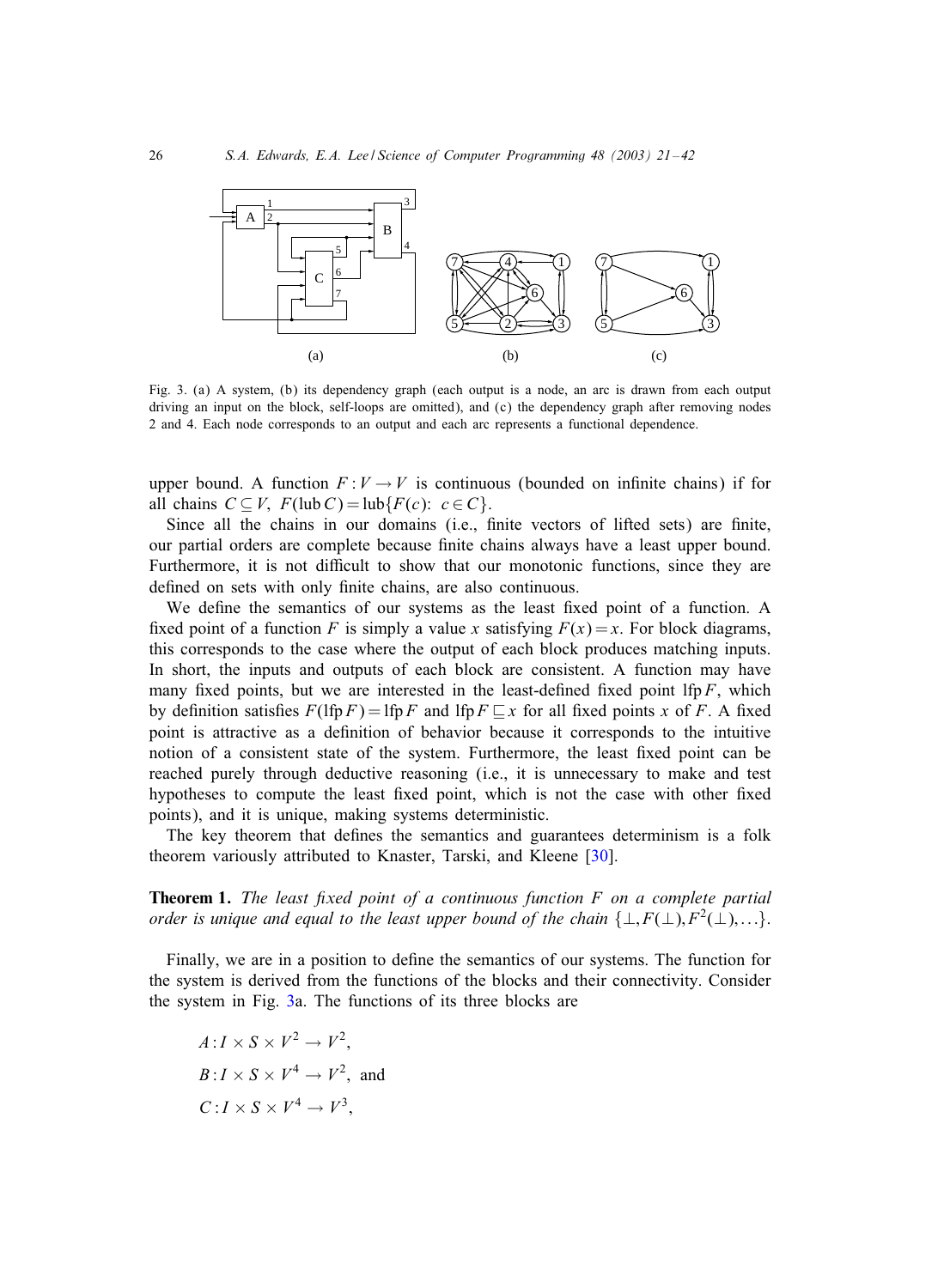Fig. 3. (a) A system, (b) its dependency graph (each output is a node, an arc is drawn from each output driving an input on the block, self-loops are omitted), and (c) the dependency graph after removing nodes 2 and 4. Each node corresponds to an output and each arc represents a functional dependence.

upper bound. A function $F: V \to V$ is continuous (bounded on infinite chains) if for all chains $C \subseteq V$, $F(\text{lub}\, C) = \text{lub}\{F(c){:}\ c \in C\}$.

Since all the chains in our domains (i.e., finite vectors of lifted sets) are finite, our partial orders are complete because finite chains always have a least upper bound. Furthermore, it is not difficult to show that our monotonic functions, since they are defined on sets with only finite chains, are also continuous.

We define the semantics of our systems as the least fixed point of a function. A fixed point of a function $F$ is simply a value $x$ satisfying $F(x) = x$. For block diagrams, this corresponds to the case where the output of each block produces matching inputs. In short, the inputs and outputs of each block are consistent. A function may have many fixed points, but we are interested in the least-defined fixed point $\text{lfp}\, F$, which by definition satisfies $F(\text{lfp}\, F) = \text{lfp}\, F$ and $\text{lfp}\, F \sqsubseteq x$ for all fixed points $x$ of $F$. A fixed point is attractive as a definition of behavior because it corresponds to the intuitive notion of a consistent state of the system. Furthermore, the least fixed point can be reached purely through deductive reasoning (i.e., it is unnecessary to make and test hypotheses to compute the least fixed point, which is not the case with other fixed points), and it is unique, making systems deterministic.

The key theorem that defines the semantics and guarantees determinism is a folk theorem variously attributed to Knaster, Tarski, and Kleene [30].

**Theorem 1.** *The least fixed point of a continuous function $F$ on a complete partial order is unique and equal to the least upper bound of the chain $\{\bot, F(\bot), F^2(\bot), \ldots\}$.*

Finally, we are in a position to define the semantics of our systems. The function for the system is derived from the functions of the blocks and their connectivity. Consider the system in Fig. 3a. The functions of its three blocks are

$$A: I \times S \times V^2 \to V^2,$$

$$B: I \times S \times V^4 \to V^2, \text{ and}$$

$$C: I \times S \times V^4 \to V^3,$$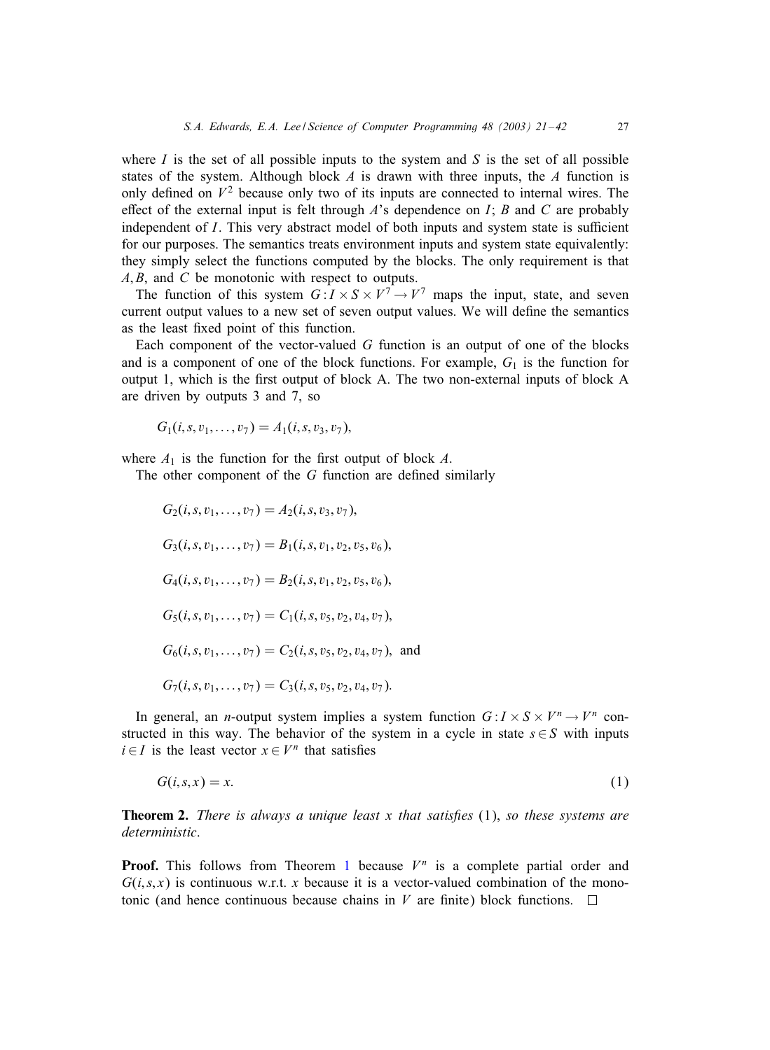where $I$ is the set of all possible inputs to the system and $S$ is the set of all possible states of the system. Although block $A$ is drawn with three inputs, the $A$ function is only defined on $V^2$ because only two of its inputs are connected to internal wires. The effect of the external input is felt through $A$'s dependence on $I$; $B$ and $C$ are probably independent of $I$. This very abstract model of both inputs and system state is sufficient for our purposes. The semantics treats environment inputs and system state equivalently: they simply select the functions computed by the blocks. The only requirement is that $A, B$, and $C$ be monotonic with respect to outputs.

The function of this system $G : I \times S \times V^7 \rightarrow V^7$ maps the input, state, and seven current output values to a new set of seven output values. We will define the semantics as the least fixed point of this function.

Each component of the vector-valued $G$ function is an output of one of the blocks and is a component of one of the block functions. For example, $G_1$ is the function for output 1, which is the first output of block A. The two non-external inputs of block A are driven by outputs 3 and 7, so

$$G_1(i, s, v_1, \ldots, v_7) = A_1(i, s, v_3, v_7),$$

where $A_1$ is the function for the first output of block $A$.

The other component of the $G$ function are defined similarly

$$G_2(i, s, v_1, \ldots, v_7) = A_2(i, s, v_3, v_7),$$

$$G_3(i, s, v_1, \ldots, v_7) = B_1(i, s, v_1, v_2, v_5, v_6),$$

$$G_4(i, s, v_1, \ldots, v_7) = B_2(i, s, v_1, v_2, v_5, v_6),$$

$$G_5(i, s, v_1, \ldots, v_7) = C_1(i, s, v_5, v_2, v_4, v_7),$$

$$G_6(i, s, v_1, \ldots, v_7) = C_2(i, s, v_5, v_2, v_4, v_7), \text{ and}$$

$$G_7(i, s, v_1, \ldots, v_7) = C_3(i, s, v_5, v_2, v_4, v_7).$$

In general, an $n$-output system implies a system function $G : I \times S \times V^n \rightarrow V^n$ constructed in this way. The behavior of the system in a cycle in state $s \in S$ with inputs $i \in I$ is the least vector $x \in V^n$ that satisfies

$$G(i, s, x) = x. \tag{1}$$

**Theorem 2.** *There is always a unique least $x$ that satisfies* (1), *so these systems are deterministic.*

**Proof.** This follows from Theorem 1 because $V^n$ is a complete partial order and $G(i, s, x)$ is continuous w.r.t. $x$ because it is a vector-valued combination of the monotonic (and hence continuous because chains in $V$ are finite) block functions. □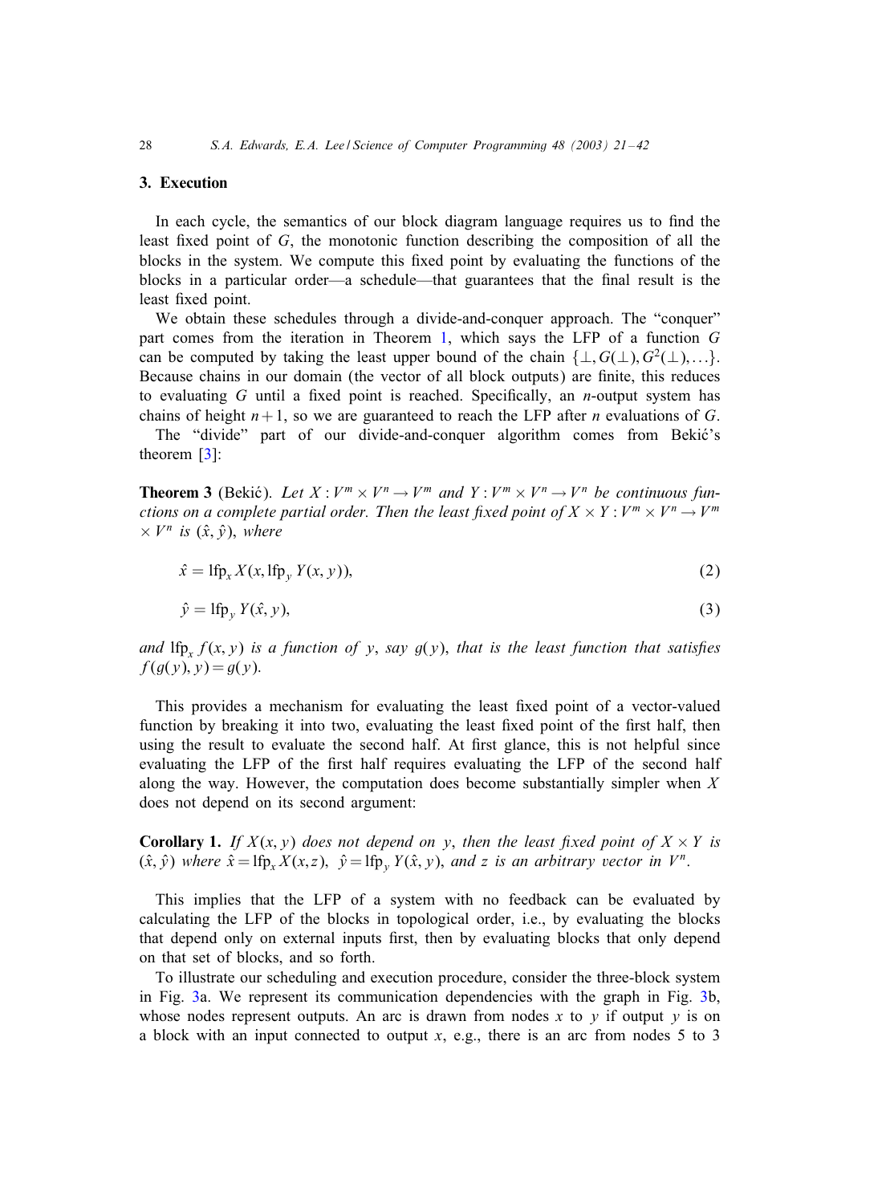## 3. Execution

In each cycle, the semantics of our block diagram language requires us to find the least fixed point of $G$, the monotonic function describing the composition of all the blocks in the system. We compute this fixed point by evaluating the functions of the blocks in a particular order—a schedule—that guarantees that the final result is the least fixed point.

We obtain these schedules through a divide-and-conquer approach. The "conquer" part comes from the iteration in Theorem 1, which says the LFP of a function $G$ can be computed by taking the least upper bound of the chain $\{\bot, G(\bot), G^2(\bot), \ldots\}$. Because chains in our domain (the vector of all block outputs) are finite, this reduces to evaluating $G$ until a fixed point is reached. Specifically, an $n$-output system has chains of height $n+1$, so we are guaranteed to reach the LFP after $n$ evaluations of $G$.

The "divide" part of our divide-and-conquer algorithm comes from Bekić's theorem [3]:

**Theorem 3** (Bekić). *Let $X : V^m \times V^n \to V^m$ and $Y : V^m \times V^n \to V^n$ be continuous functions on a complete partial order. Then the least fixed point of $X \times Y : V^m \times V^n \to V^m \times V^n$ is $(\hat{x}, \hat{y})$, where*

$$\hat{x} = \mathrm{lfp}_x\, X(x, \mathrm{lfp}_y\, Y(x, y)), \tag{2}$$

$$\hat{y} = \mathrm{lfp}_y\, Y(\hat{x}, y), \tag{3}$$

*and $\mathrm{lfp}_x\, f(x, y)$ is a function of $y$, say $g(y)$, that is the least function that satisfies $f(g(y), y) = g(y)$.*

This provides a mechanism for evaluating the least fixed point of a vector-valued function by breaking it into two, evaluating the least fixed point of the first half, then using the result to evaluate the second half. At first glance, this is not helpful since evaluating the LFP of the first half requires evaluating the LFP of the second half along the way. However, the computation does become substantially simpler when $X$ does not depend on its second argument:

**Corollary 1.** *If $X(x, y)$ does not depend on $y$, then the least fixed point of $X \times Y$ is $(\hat{x}, \hat{y})$ where $\hat{x} = \mathrm{lfp}_x\, X(x, z)$, $\hat{y} = \mathrm{lfp}_y\, Y(\hat{x}, y)$, and $z$ is an arbitrary vector in $V^n$.*

This implies that the LFP of a system with no feedback can be evaluated by calculating the LFP of the blocks in topological order, i.e., by evaluating the blocks that depend only on external inputs first, then by evaluating blocks that only depend on that set of blocks, and so forth.

To illustrate our scheduling and execution procedure, consider the three-block system in Fig. 3a. We represent its communication dependencies with the graph in Fig. 3b, whose nodes represent outputs. An arc is drawn from nodes $x$ to $y$ if output $y$ is on a block with an input connected to output $x$, e.g., there is an arc from nodes 5 to 3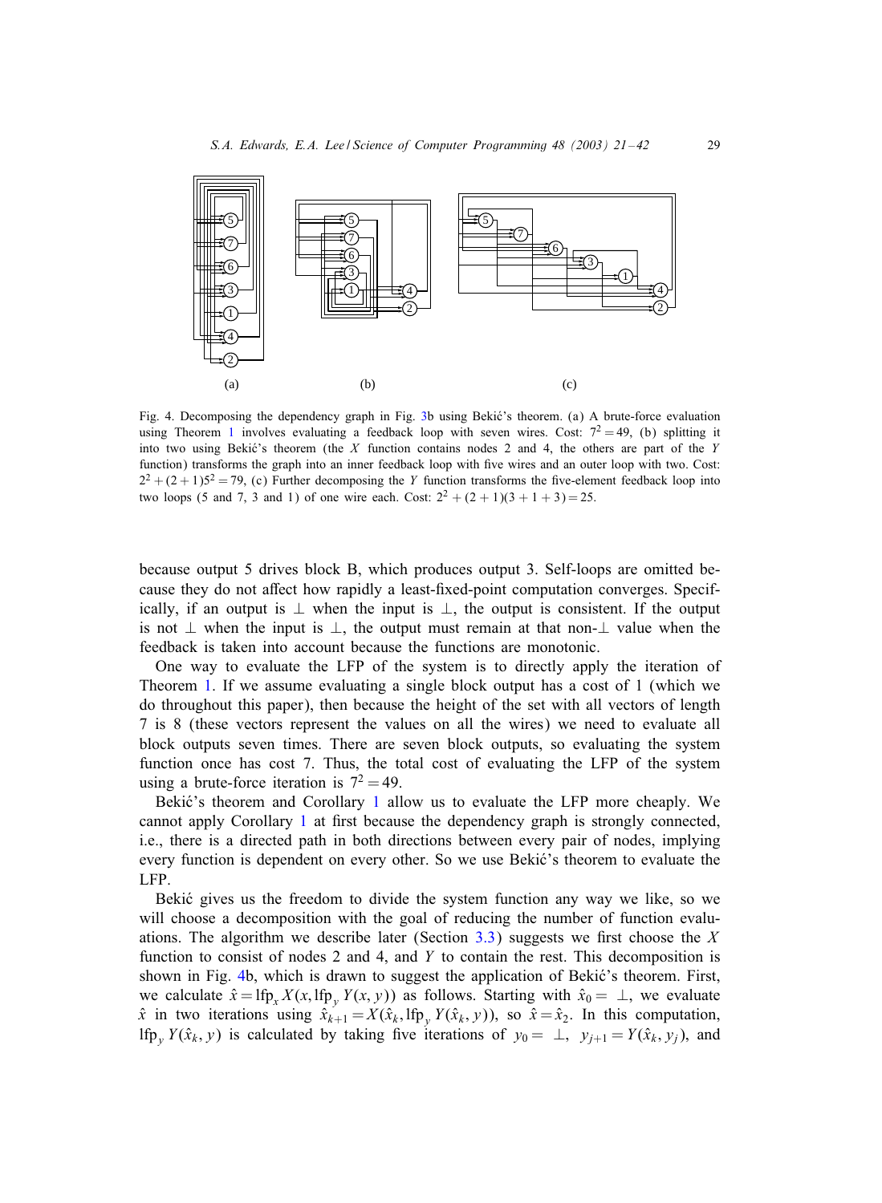Fig. 4. Decomposing the dependency graph in Fig. 3b using Bekić's theorem. (a) A brute-force evaluation using Theorem 1 involves evaluating a feedback loop with seven wires. Cost: $7^2 = 49$, (b) splitting it into two using Bekić's theorem (the $X$ function contains nodes 2 and 4, the others are part of the $Y$ function) transforms the graph into an inner feedback loop with five wires and an outer loop with two. Cost: $2^2 + (2+1)5^2 = 79$, (c) Further decomposing the $Y$ function transforms the five-element feedback loop into two loops (5 and 7, 3 and 1) of one wire each. Cost: $2^2 + (2+1)(3+1+3) = 25$.

because output 5 drives block B, which produces output 3. Self-loops are omitted because they do not affect how rapidly a least-fixed-point computation converges. Specifically, if an output is $\perp$ when the input is $\perp$, the output is consistent. If the output is not $\perp$ when the input is $\perp$, the output must remain at that non-$\perp$ value when the feedback is taken into account because the functions are monotonic.

One way to evaluate the LFP of the system is to directly apply the iteration of Theorem 1. If we assume evaluating a single block output has a cost of 1 (which we do throughout this paper), then because the height of the set with all vectors of length 7 is 8 (these vectors represent the values on all the wires) we need to evaluate all block outputs seven times. There are seven block outputs, so evaluating the system function once has cost 7. Thus, the total cost of evaluating the LFP of the system using a brute-force iteration is $7^2 = 49$.

Bekić's theorem and Corollary 1 allow us to evaluate the LFP more cheaply. We cannot apply Corollary 1 at first because the dependency graph is strongly connected, i.e., there is a directed path in both directions between every pair of nodes, implying every function is dependent on every other. So we use Bekić's theorem to evaluate the LFP.

Bekić gives us the freedom to divide the system function any way we like, so we will choose a decomposition with the goal of reducing the number of function evaluations. The algorithm we describe later (Section 3.3) suggests we first choose the $X$ function to consist of nodes 2 and 4, and $Y$ to contain the rest. This decomposition is shown in Fig. 4b, which is drawn to suggest the application of Bekić's theorem. First, we calculate $\hat{x} = \mathrm{lfp}_x X(x, \mathrm{lfp}_y Y(x, y))$ as follows. Starting with $\hat{x}_0 = \perp$, we evaluate $\hat{x}$ in two iterations using $\hat{x}_{k+1} = X(\hat{x}_k, \mathrm{lfp}_y Y(\hat{x}_k, y))$, so $\hat{x} = \hat{x}_2$. In this computation, $\mathrm{lfp}_y Y(\hat{x}_k, y)$ is calculated by taking five iterations of $y_0 = \perp$, $y_{j+1} = Y(\hat{x}_k, y_j)$, and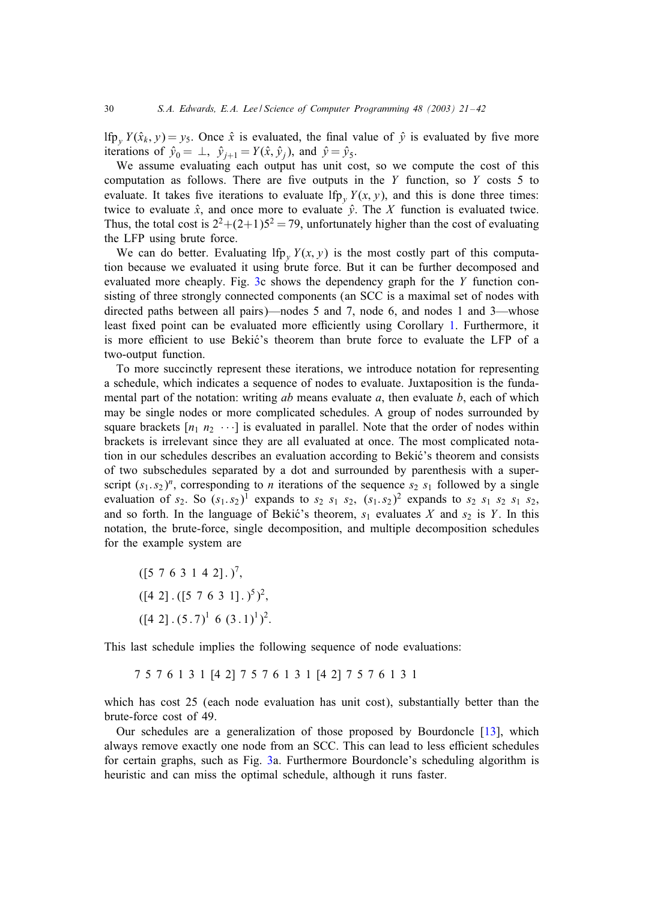$\text{lfp}_y\, Y(\hat{x}_k, y) = y_5$. Once $\hat{x}$ is evaluated, the final value of $\hat{y}$ is evaluated by five more iterations of $\hat{y}_0 = \perp$, $\hat{y}_{j+1} = Y(\hat{x}, \hat{y}_j)$, and $\hat{y} = \hat{y}_5$.

We assume evaluating each output has unit cost, so we compute the cost of this computation as follows. There are five outputs in the $Y$ function, so $Y$ costs 5 to evaluate. It takes five iterations to evaluate $\text{lfp}_y\, Y(x, y)$, and this is done three times: twice to evaluate $\hat{x}$, and once more to evaluate $\hat{y}$. The $X$ function is evaluated twice. Thus, the total cost is $2^2 + (2+1)5^2 = 79$, unfortunately higher than the cost of evaluating the LFP using brute force.

We can do better. Evaluating $\text{lfp}_y\, Y(x, y)$ is the most costly part of this computation because we evaluated it using brute force. But it can be further decomposed and evaluated more cheaply. Fig. 3c shows the dependency graph for the $Y$ function consisting of three strongly connected components (an SCC is a maximal set of nodes with directed paths between all pairs)—nodes 5 and 7, node 6, and nodes 1 and 3—whose least fixed point can be evaluated more efficiently using Corollary 1. Furthermore, it is more efficient to use Bekić's theorem than brute force to evaluate the LFP of a two-output function.

To more succinctly represent these iterations, we introduce notation for representing a schedule, which indicates a sequence of nodes to evaluate. Juxtaposition is the fundamental part of the notation: writing $ab$ means evaluate $a$, then evaluate $b$, each of which may be single nodes or more complicated schedules. A group of nodes surrounded by square brackets $[n_1\ n_2\ \cdots]$ is evaluated in parallel. Note that the order of nodes within brackets is irrelevant since they are all evaluated at once. The most complicated notation in our schedules describes an evaluation according to Bekić's theorem and consists of two subschedules separated by a dot and surrounded by parenthesis with a superscript $(s_1 . s_2)^n$, corresponding to $n$ iterations of the sequence $s_2\ s_1$ followed by a single evaluation of $s_2$. So $(s_1 . s_2)^1$ expands to $s_2\ s_1\ s_2$, $(s_1 . s_2)^2$ expands to $s_2\ s_1\ s_2\ s_1\ s_2$, and so forth. In the language of Bekić's theorem, $s_1$ evaluates $X$ and $s_2$ is $Y$. In this notation, the brute-force, single decomposition, and multiple decomposition schedules for the example system are

$$([5\ 7\ 6\ 3\ 1\ 4\ 2]\,.\,)^7,$$

$$([4\ 2]\,.\,([5\ 7\ 6\ 3\ 1]\,.\,)^5)^2,$$

$$([4\ 2]\,.\,(5\,.\,7)^1\ 6\ (3\,.\,1)^1)^2.$$

This last schedule implies the following sequence of node evaluations:

7 5 7 6 1 3 1 [4 2] 7 5 7 6 1 3 1 [4 2] 7 5 7 6 1 3 1

which has cost 25 (each node evaluation has unit cost), substantially better than the brute-force cost of 49.

Our schedules are a generalization of those proposed by Bourdoncle [13], which always remove exactly one node from an SCC. This can lead to less efficient schedules for certain graphs, such as Fig. 3a. Furthermore Bourdoncle's scheduling algorithm is heuristic and can miss the optimal schedule, although it runs faster.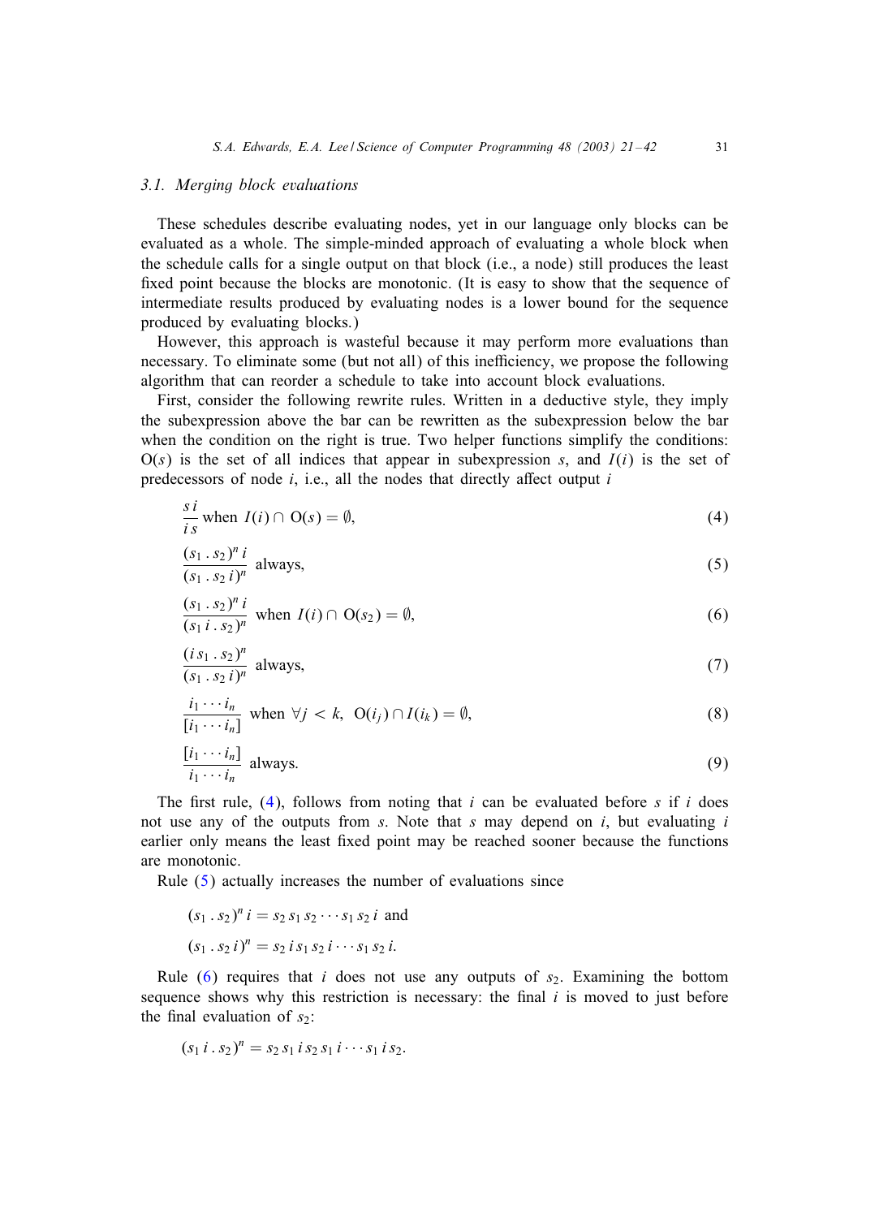### 3.1. Merging block evaluations

These schedules describe evaluating nodes, yet in our language only blocks can be evaluated as a whole. The simple-minded approach of evaluating a whole block when the schedule calls for a single output on that block (i.e., a node) still produces the least fixed point because the blocks are monotonic. (It is easy to show that the sequence of intermediate results produced by evaluating nodes is a lower bound for the sequence produced by evaluating blocks.)

However, this approach is wasteful because it may perform more evaluations than necessary. To eliminate some (but not all) of this inefficiency, we propose the following algorithm that can reorder a schedule to take into account block evaluations.

First, consider the following rewrite rules. Written in a deductive style, they imply the subexpression above the bar can be rewritten as the subexpression below the bar when the condition on the right is true. Two helper functions simplify the conditions: $\mathrm{O}(s)$ is the set of all indices that appear in subexpression $s$, and $I(i)$ is the set of predecessors of node $i$, i.e., all the nodes that directly affect output $i$

$$\frac{s\,i}{i\,s} \text{ when } I(i) \cap \mathrm{O}(s) = \emptyset, \tag{4}$$

$$\frac{(s_1 \,.\, s_2)^n\, i}{(s_1 \,.\, s_2\, i)^n} \text{ always}, \tag{5}$$

$$\frac{(s_1 \,.\, s_2)^n\, i}{(s_1\, i \,.\, s_2)^n} \text{ when } I(i) \cap \mathrm{O}(s_2) = \emptyset, \tag{6}$$

$$\frac{(i\, s_1 \,.\, s_2)^n}{(s_1 \,.\, s_2\, i)^n} \text{ always}, \tag{7}$$

$$\frac{i_1 \cdots i_n}{[i_1 \cdots i_n]} \text{ when } \forall j < k,\ \mathrm{O}(i_j) \cap I(i_k) = \emptyset, \tag{8}$$

$$\frac{[i_1 \cdots i_n]}{i_1 \cdots i_n} \text{ always}. \tag{9}$$

The first rule, (4), follows from noting that $i$ can be evaluated before $s$ if $i$ does not use any of the outputs from $s$. Note that $s$ may depend on $i$, but evaluating $i$ earlier only means the least fixed point may be reached sooner because the functions are monotonic.

Rule (5) actually increases the number of evaluations since

$$(s_1 \,.\, s_2)^n\, i = s_2\, s_1\, s_2 \cdots s_1\, s_2\, i \text{ and}$$

$$(s_1 \,.\, s_2\, i)^n = s_2\, i\, s_1\, s_2\, i \cdots s_1\, s_2\, i.$$

Rule (6) requires that $i$ does not use any outputs of $s_2$. Examining the bottom sequence shows why this restriction is necessary: the final $i$ is moved to just before the final evaluation of $s_2$:

$$(s_1\, i \,.\, s_2)^n = s_2\, s_1\, i\, s_2\, s_1\, i \cdots s_1\, i\, s_2.$$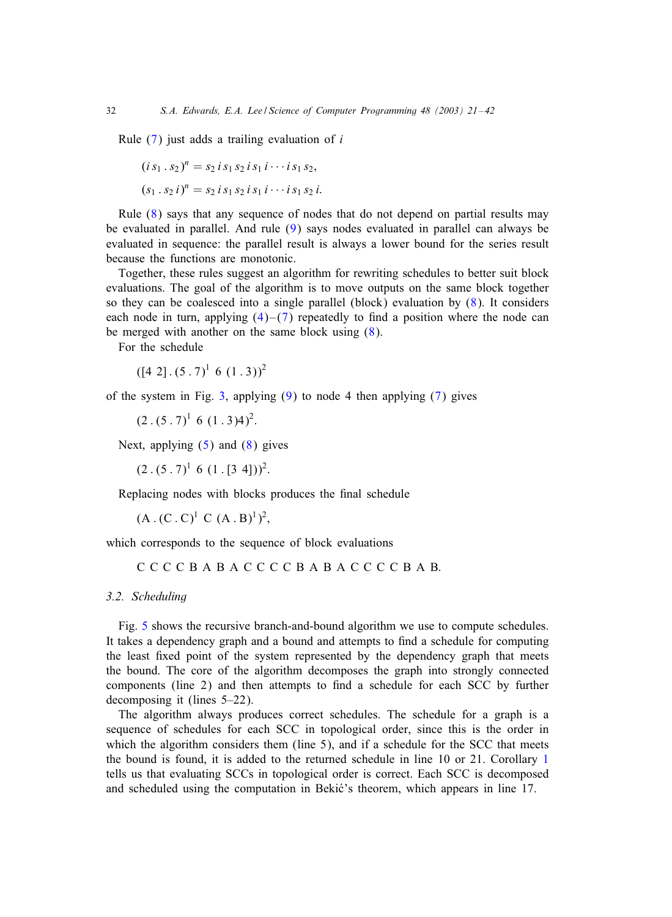Rule (7) just adds a trailing evaluation of $i$

$$(i\, s_1 \,.\, s_2)^n = s_2\, i\, s_1\, s_2\, i\, s_1\, i \cdots i\, s_1\, s_2,$$

$$(s_1 \,.\, s_2\, i)^n = s_2\, i\, s_1\, s_2\, i\, s_1\, i \cdots i\, s_1\, s_2\, i.$$

Rule (8) says that any sequence of nodes that do not depend on partial results may be evaluated in parallel. And rule (9) says nodes evaluated in parallel can always be evaluated in sequence: the parallel result is always a lower bound for the series result because the functions are monotonic.

Together, these rules suggest an algorithm for rewriting schedules to better suit block evaluations. The goal of the algorithm is to move outputs on the same block together so they can be coalesced into a single parallel (block) evaluation by (8). It considers each node in turn, applying (4)–(7) repeatedly to find a position where the node can be merged with another on the same block using (8).

For the schedule

$$([4\ 2]\,.\,(5\,.\,7)^1\ 6\ (1\,.\,3))^2$$

of the system in Fig. 3, applying (9) to node 4 then applying (7) gives

$$(2\,.\,(5\,.\,7)^1\ 6\ (1\,.\,3)4)^2.$$

Next, applying (5) and (8) gives

$$(2\,.\,(5\,.\,7)^1\ 6\ (1\,.\,[3\ 4]))^2.$$

Replacing nodes with blocks produces the final schedule

$$(\mathrm{A}\,.\,(\mathrm{C}\,.\,\mathrm{C})^1\ \mathrm{C}\ (\mathrm{A}\,.\,\mathrm{B})^1)^2,$$

which corresponds to the sequence of block evaluations

C C C C B A B A C C C C B A B A C C C C B A B.

### 3.2. Scheduling

Fig. 5 shows the recursive branch-and-bound algorithm we use to compute schedules. It takes a dependency graph and a bound and attempts to find a schedule for computing the least fixed point of the system represented by the dependency graph that meets the bound. The core of the algorithm decomposes the graph into strongly connected components (line 2) and then attempts to find a schedule for each SCC by further decomposing it (lines 5–22).

The algorithm always produces correct schedules. The schedule for a graph is a sequence of schedules for each SCC in topological order, since this is the order in which the algorithm considers them (line 5), and if a schedule for the SCC that meets the bound is found, it is added to the returned schedule in line 10 or 21. Corollary 1 tells us that evaluating SCCs in topological order is correct. Each SCC is decomposed and scheduled using the computation in Bekić's theorem, which appears in line 17.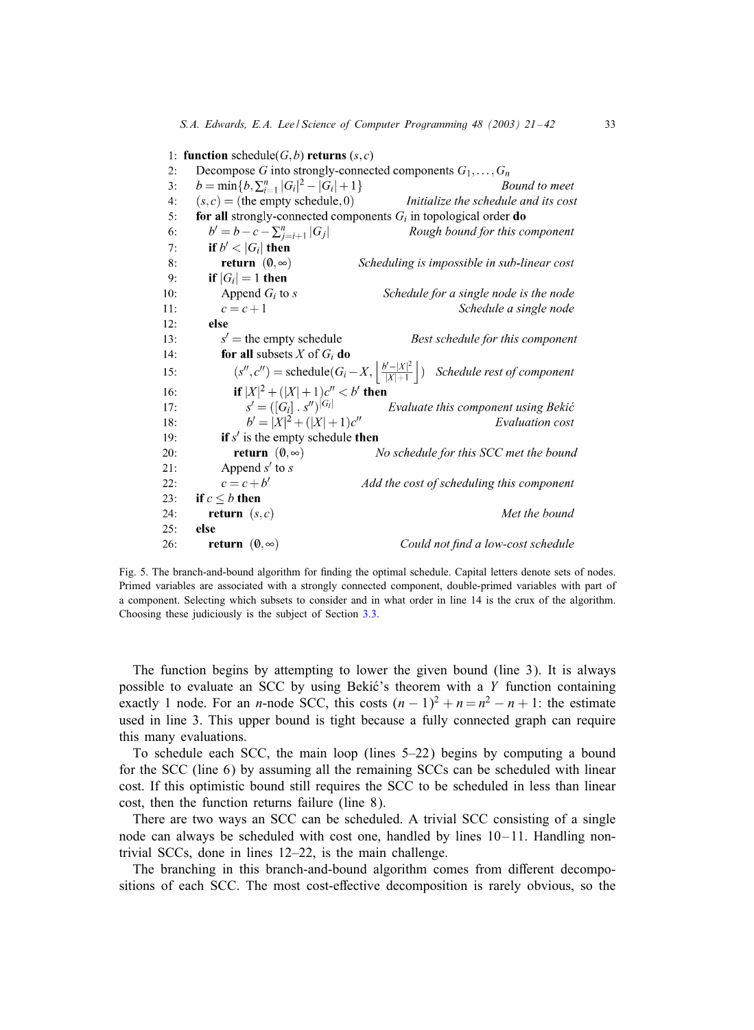```
 1: function schedule(G, b) returns (s, c)
 2:   Decompose G into strongly-connected components G_1, ..., G_n
 3:   b = min{b, Σ_{i=1}^{n} |G_i|^2 − |G_i| + 1}                Bound to meet
 4:   (s, c) = (the empty schedule, 0)          Initialize the schedule and its cost
 5:   for all strongly-connected components G_i in topological order do
 6:     b' = b − c − Σ_{j=i+1}^{n} |G_j|                  Rough bound for this component
 7:     if b' < |G_i| then
 8:       return (∅, ∞)                   Scheduling is impossible in sub-linear cost
 9:     if |G_i| = 1 then
10:       Append G_i to s                        Schedule for a single node is the node
11:       c = c + 1                                            Schedule a single node
12:     else
13:       s' = the empty schedule                       Best schedule for this component
14:       for all subsets X of G_i do
15:         (s'', c'') = schedule(G_i − X, ⌊(b' − |X|^2)/(|X| + 1)⌋)   Schedule rest of component
16:         if |X|^2 + (|X| + 1)c'' < b' then
17:           s' = ([G_i] . s'')^{|G_i|}              Evaluate this component using Bekić
18:           b' = |X|^2 + (|X| + 1)c''                                  Evaluation cost
19:       if s' is the empty schedule then
20:         return (∅, ∞)                      No schedule for this SCC met the bound
21:       Append s' to s
22:       c = c + b'                               Add the cost of scheduling this component
23:   if c ≤ b then
24:     return (s, c)                                                    Met the bound
25:   else
26:     return (∅, ∞)                                  Could not find a low-cost schedule
```

Fig. 5. The branch-and-bound algorithm for finding the optimal schedule. Capital letters denote sets of nodes. Primed variables are associated with a strongly connected component, double-primed variables with part of a component. Selecting which subsets to consider and in what order in line 14 is the crux of the algorithm. Choosing these judiciously is the subject of Section 3.3.

The function begins by attempting to lower the given bound (line 3). It is always possible to evaluate an SCC by using Bekić's theorem with a $Y$ function containing exactly 1 node. For an $n$-node SCC, this costs $(n-1)^2 + n = n^2 - n + 1$: the estimate used in line 3. This upper bound is tight because a fully connected graph can require this many evaluations.

To schedule each SCC, the main loop (lines 5–22) begins by computing a bound for the SCC (line 6) by assuming all the remaining SCCs can be scheduled with linear cost. If this optimistic bound still requires the SCC to be scheduled in less than linear cost, then the function returns failure (line 8).

There are two ways an SCC can be scheduled. A trivial SCC consisting of a single node can always be scheduled with cost one, handled by lines 10–11. Handling non-trivial SCCs, done in lines 12–22, is the main challenge.

The branching in this branch-and-bound algorithm comes from different decompositions of each SCC. The most cost-effective decomposition is rarely obvious, so the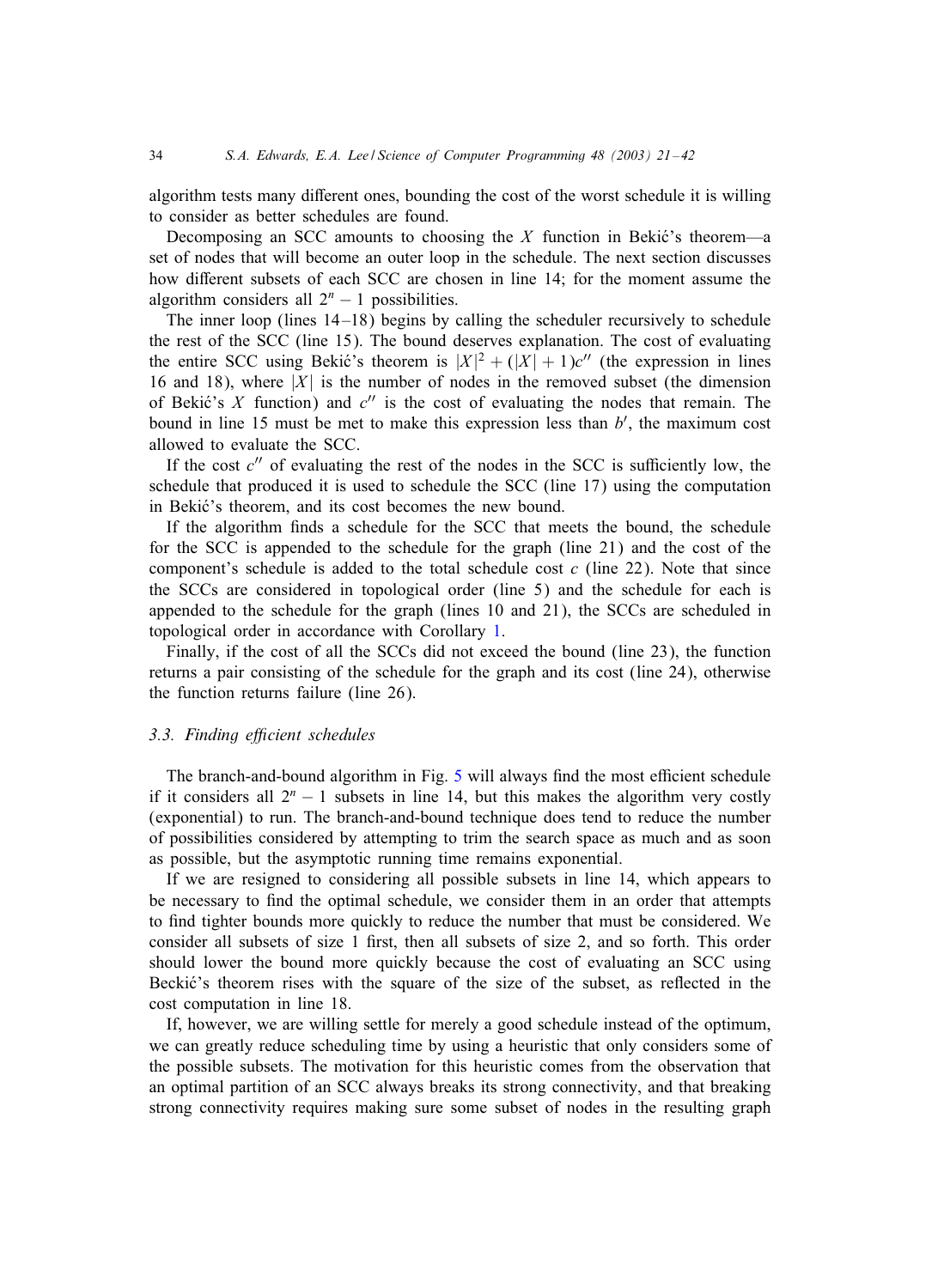algorithm tests many different ones, bounding the cost of the worst schedule it is willing to consider as better schedules are found.

Decomposing an SCC amounts to choosing the $X$ function in Bekić's theorem—a set of nodes that will become an outer loop in the schedule. The next section discusses how different subsets of each SCC are chosen in line 14; for the moment assume the algorithm considers all $2^n - 1$ possibilities.

The inner loop (lines 14–18) begins by calling the scheduler recursively to schedule the rest of the SCC (line 15). The bound deserves explanation. The cost of evaluating the entire SCC using Bekić's theorem is $|X|^2 + (|X| + 1)c''$ (the expression in lines 16 and 18), where $|X|$ is the number of nodes in the removed subset (the dimension of Bekić's $X$ function) and $c''$ is the cost of evaluating the nodes that remain. The bound in line 15 must be met to make this expression less than $b'$, the maximum cost allowed to evaluate the SCC.

If the cost $c''$ of evaluating the rest of the nodes in the SCC is sufficiently low, the schedule that produced it is used to schedule the SCC (line 17) using the computation in Bekić's theorem, and its cost becomes the new bound.

If the algorithm finds a schedule for the SCC that meets the bound, the schedule for the SCC is appended to the schedule for the graph (line 21) and the cost of the component's schedule is added to the total schedule cost $c$ (line 22). Note that since the SCCs are considered in topological order (line 5) and the schedule for each is appended to the schedule for the graph (lines 10 and 21), the SCCs are scheduled in topological order in accordance with Corollary 1.

Finally, if the cost of all the SCCs did not exceed the bound (line 23), the function returns a pair consisting of the schedule for the graph and its cost (line 24), otherwise the function returns failure (line 26).

### 3.3. Finding efficient schedules

The branch-and-bound algorithm in Fig. 5 will always find the most efficient schedule if it considers all $2^n - 1$ subsets in line 14, but this makes the algorithm very costly (exponential) to run. The branch-and-bound technique does tend to reduce the number of possibilities considered by attempting to trim the search space as much and as soon as possible, but the asymptotic running time remains exponential.

If we are resigned to considering all possible subsets in line 14, which appears to be necessary to find the optimal schedule, we consider them in an order that attempts to find tighter bounds more quickly to reduce the number that must be considered. We consider all subsets of size 1 first, then all subsets of size 2, and so forth. This order should lower the bound more quickly because the cost of evaluating an SCC using Beckić's theorem rises with the square of the size of the subset, as reflected in the cost computation in line 18.

If, however, we are willing settle for merely a good schedule instead of the optimum, we can greatly reduce scheduling time by using a heuristic that only considers some of the possible subsets. The motivation for this heuristic comes from the observation that an optimal partition of an SCC always breaks its strong connectivity, and that breaking strong connectivity requires making sure some subset of nodes in the resulting graph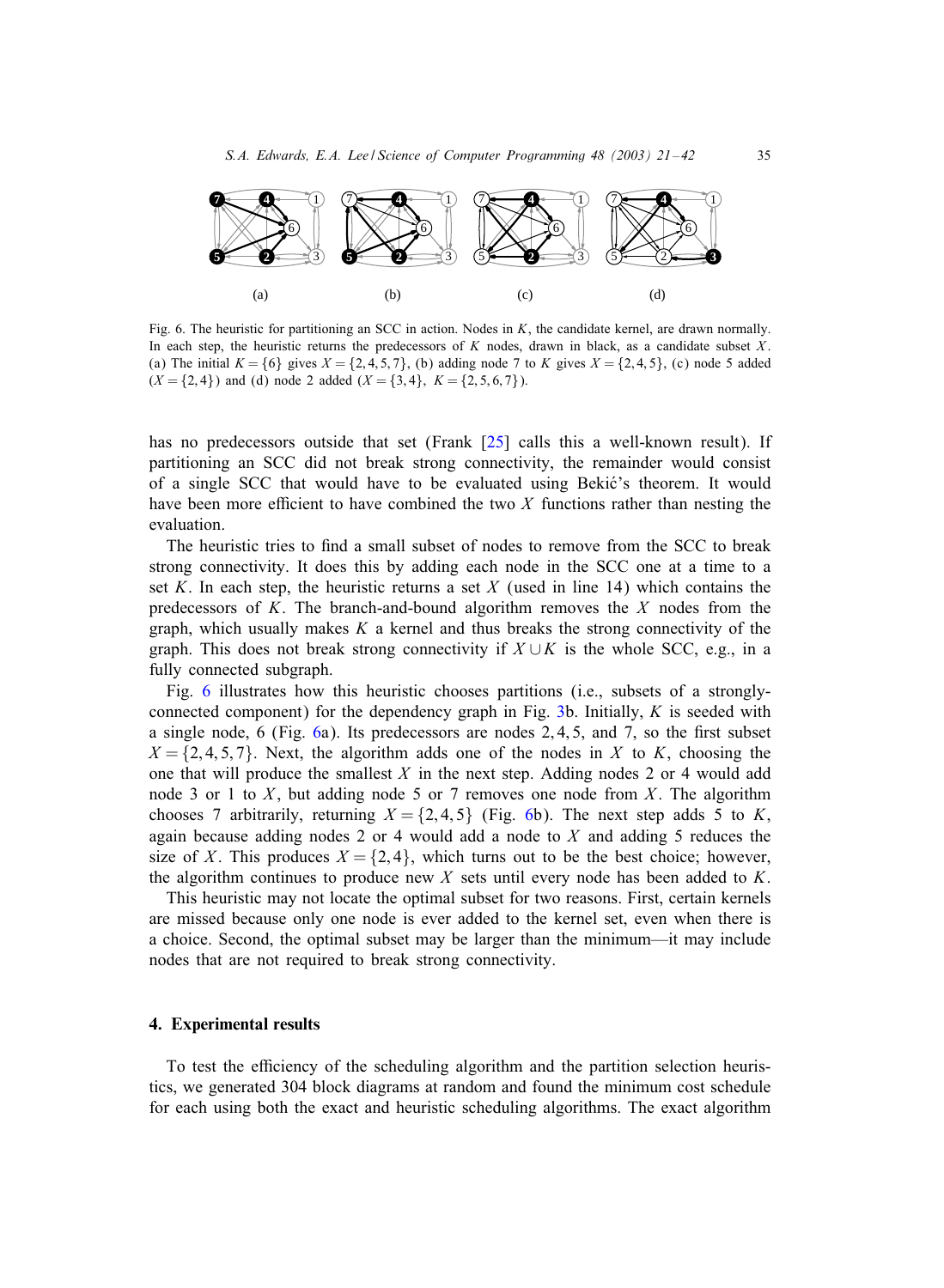Fig. 6. The heuristic for partitioning an SCC in action. Nodes in $K$, the candidate kernel, are drawn normally. In each step, the heuristic returns the predecessors of $K$ nodes, drawn in black, as a candidate subset $X$. (a) The initial $K = \{6\}$ gives $X = \{2, 4, 5, 7\}$, (b) adding node 7 to $K$ gives $X = \{2, 4, 5\}$, (c) node 5 added ($X = \{2, 4\}$) and (d) node 2 added ($X = \{3, 4\}$, $K = \{2, 5, 6, 7\}$).

has no predecessors outside that set (Frank [25] calls this a well-known result). If partitioning an SCC did not break strong connectivity, the remainder would consist of a single SCC that would have to be evaluated using Bekić's theorem. It would have been more efficient to have combined the two $X$ functions rather than nesting the evaluation.

The heuristic tries to find a small subset of nodes to remove from the SCC to break strong connectivity. It does this by adding each node in the SCC one at a time to a set $K$. In each step, the heuristic returns a set $X$ (used in line 14) which contains the predecessors of $K$. The branch-and-bound algorithm removes the $X$ nodes from the graph, which usually makes $K$ a kernel and thus breaks the strong connectivity of the graph. This does not break strong connectivity if $X \cup K$ is the whole SCC, e.g., in a fully connected subgraph.

Fig. 6 illustrates how this heuristic chooses partitions (i.e., subsets of a strongly-connected component) for the dependency graph in Fig. 3b. Initially, $K$ is seeded with a single node, 6 (Fig. 6a). Its predecessors are nodes 2, 4, 5, and 7, so the first subset $X = \{2, 4, 5, 7\}$. Next, the algorithm adds one of the nodes in $X$ to $K$, choosing the one that will produce the smallest $X$ in the next step. Adding nodes 2 or 4 would add node 3 or 1 to $X$, but adding node 5 or 7 removes one node from $X$. The algorithm chooses 7 arbitrarily, returning $X = \{2, 4, 5\}$ (Fig. 6b). The next step adds 5 to $K$, again because adding nodes 2 or 4 would add a node to $X$ and adding 5 reduces the size of $X$. This produces $X = \{2, 4\}$, which turns out to be the best choice; however, the algorithm continues to produce new $X$ sets until every node has been added to $K$.

This heuristic may not locate the optimal subset for two reasons. First, certain kernels are missed because only one node is ever added to the kernel set, even when there is a choice. Second, the optimal subset may be larger than the minimum—it may include nodes that are not required to break strong connectivity.

## 4. Experimental results

To test the efficiency of the scheduling algorithm and the partition selection heuristics, we generated 304 block diagrams at random and found the minimum cost schedule for each using both the exact and heuristic scheduling algorithms. The exact algorithm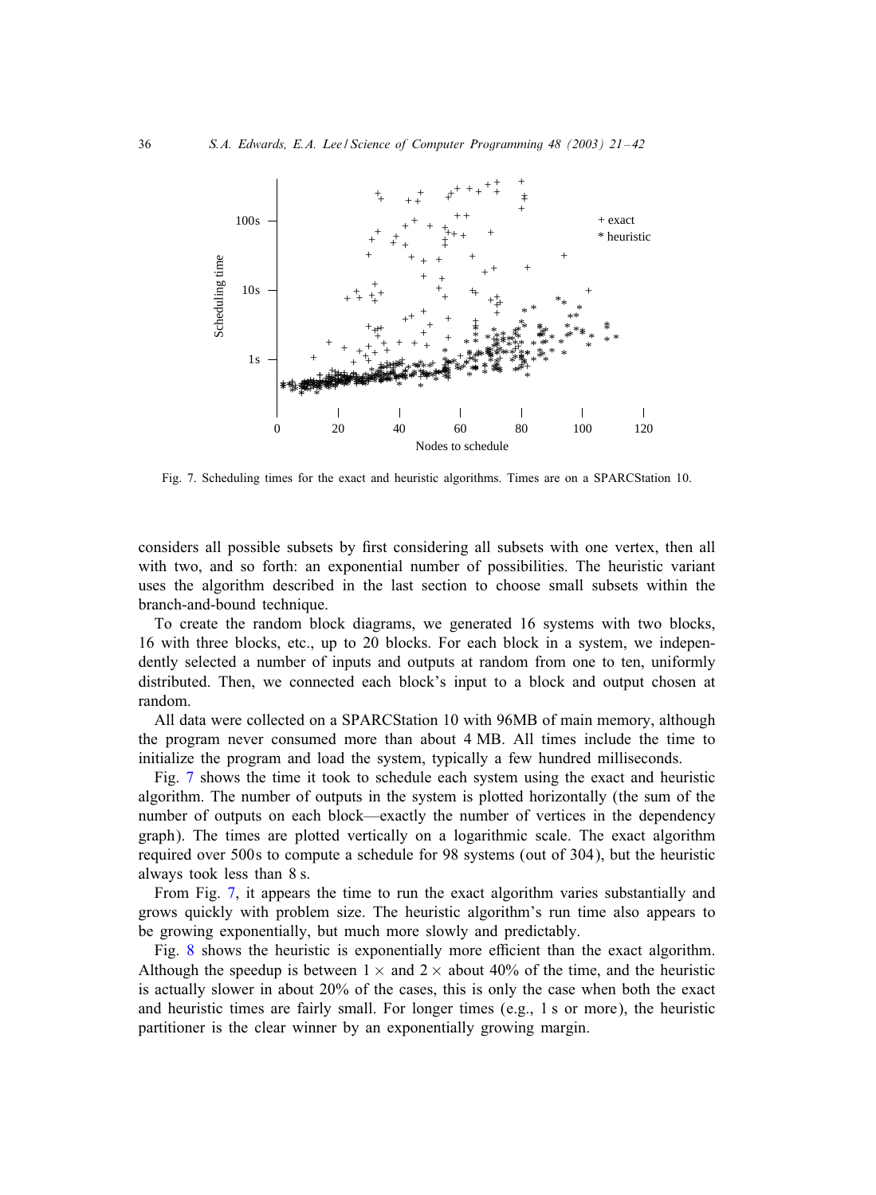Fig. 7. Scheduling times for the exact and heuristic algorithms. Times are on a SPARCStation 10.

considers all possible subsets by first considering all subsets with one vertex, then all with two, and so forth: an exponential number of possibilities. The heuristic variant uses the algorithm described in the last section to choose small subsets within the branch-and-bound technique.

To create the random block diagrams, we generated 16 systems with two blocks, 16 with three blocks, etc., up to 20 blocks. For each block in a system, we independently selected a number of inputs and outputs at random from one to ten, uniformly distributed. Then, we connected each block's input to a block and output chosen at random.

All data were collected on a SPARCStation 10 with 96MB of main memory, although the program never consumed more than about 4 MB. All times include the time to initialize the program and load the system, typically a few hundred milliseconds.

Fig. 7 shows the time it took to schedule each system using the exact and heuristic algorithm. The number of outputs in the system is plotted horizontally (the sum of the number of outputs on each block—exactly the number of vertices in the dependency graph). The times are plotted vertically on a logarithmic scale. The exact algorithm required over 500s to compute a schedule for 98 systems (out of 304), but the heuristic always took less than 8 s.

From Fig. 7, it appears the time to run the exact algorithm varies substantially and grows quickly with problem size. The heuristic algorithm's run time also appears to be growing exponentially, but much more slowly and predictably.

Fig. 8 shows the heuristic is exponentially more efficient than the exact algorithm. Although the speedup is between $1\times$ and $2\times$ about 40% of the time, and the heuristic is actually slower in about 20% of the cases, this is only the case when both the exact and heuristic times are fairly small. For longer times (e.g., 1 s or more), the heuristic partitioner is the clear winner by an exponentially growing margin.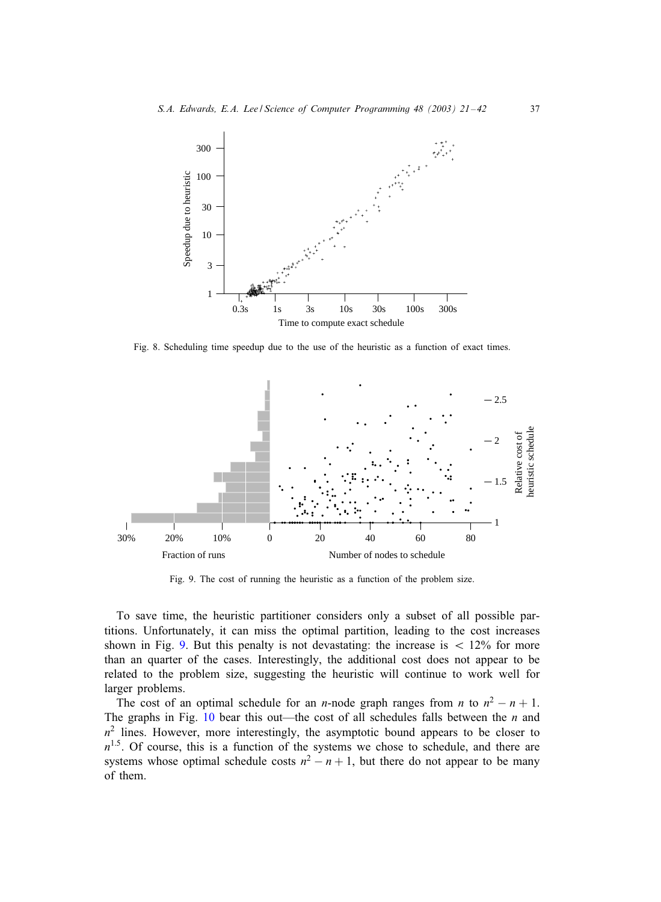Fig. 8. Scheduling time speedup due to the use of the heuristic as a function of exact times.

Fig. 9. The cost of running the heuristic as a function of the problem size.

To save time, the heuristic partitioner considers only a subset of all possible partitions. Unfortunately, it can miss the optimal partition, leading to the cost increases shown in Fig. 9. But this penalty is not devastating: the increase is $< 12\%$ for more than an quarter of the cases. Interestingly, the additional cost does not appear to be related to the problem size, suggesting the heuristic will continue to work well for larger problems.

The cost of an optimal schedule for an $n$-node graph ranges from $n$ to $n^2 - n + 1$. The graphs in Fig. 10 bear this out—the cost of all schedules falls between the $n$ and $n^2$ lines. However, more interestingly, the asymptotic bound appears to be closer to $n^{1.5}$. Of course, this is a function of the systems we chose to schedule, and there are systems whose optimal schedule costs $n^2 - n + 1$, but there do not appear to be many of them.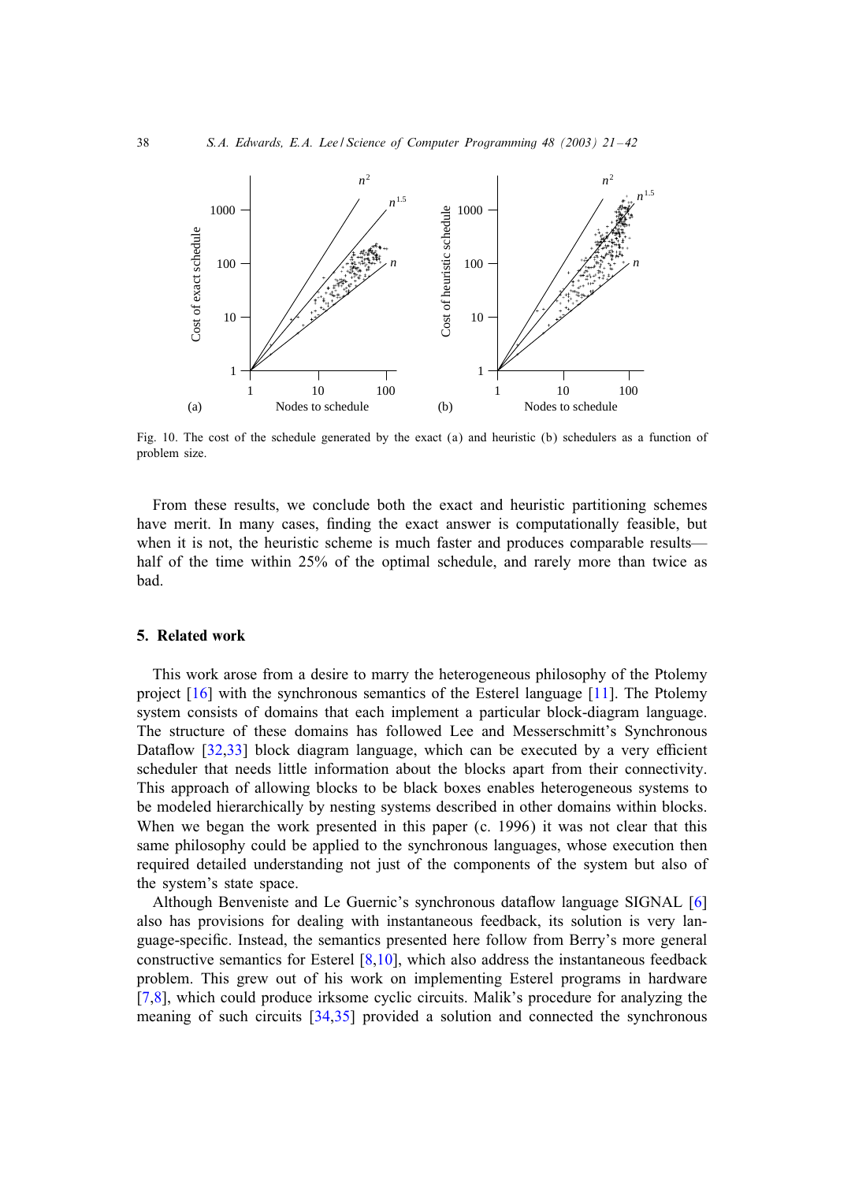Fig. 10. The cost of the schedule generated by the exact (a) and heuristic (b) schedulers as a function of problem size.

From these results, we conclude both the exact and heuristic partitioning schemes have merit. In many cases, finding the exact answer is computationally feasible, but when it is not, the heuristic scheme is much faster and produces comparable results—half of the time within 25% of the optimal schedule, and rarely more than twice as bad.

## 5. Related work

This work arose from a desire to marry the heterogeneous philosophy of the Ptolemy project [16] with the synchronous semantics of the Esterel language [11]. The Ptolemy system consists of domains that each implement a particular block-diagram language. The structure of these domains has followed Lee and Messerschmitt's Synchronous Dataflow [32,33] block diagram language, which can be executed by a very efficient scheduler that needs little information about the blocks apart from their connectivity. This approach of allowing blocks to be black boxes enables heterogeneous systems to be modeled hierarchically by nesting systems described in other domains within blocks. When we began the work presented in this paper (c. 1996) it was not clear that this same philosophy could be applied to the synchronous languages, whose execution then required detailed understanding not just of the components of the system but also of the system's state space.

Although Benveniste and Le Guernic's synchronous dataflow language SIGNAL [6] also has provisions for dealing with instantaneous feedback, its solution is very language-specific. Instead, the semantics presented here follow from Berry's more general constructive semantics for Esterel [8,10], which also address the instantaneous feedback problem. This grew out of his work on implementing Esterel programs in hardware [7,8], which could produce irksome cyclic circuits. Malik's procedure for analyzing the meaning of such circuits [34,35] provided a solution and connected the synchronous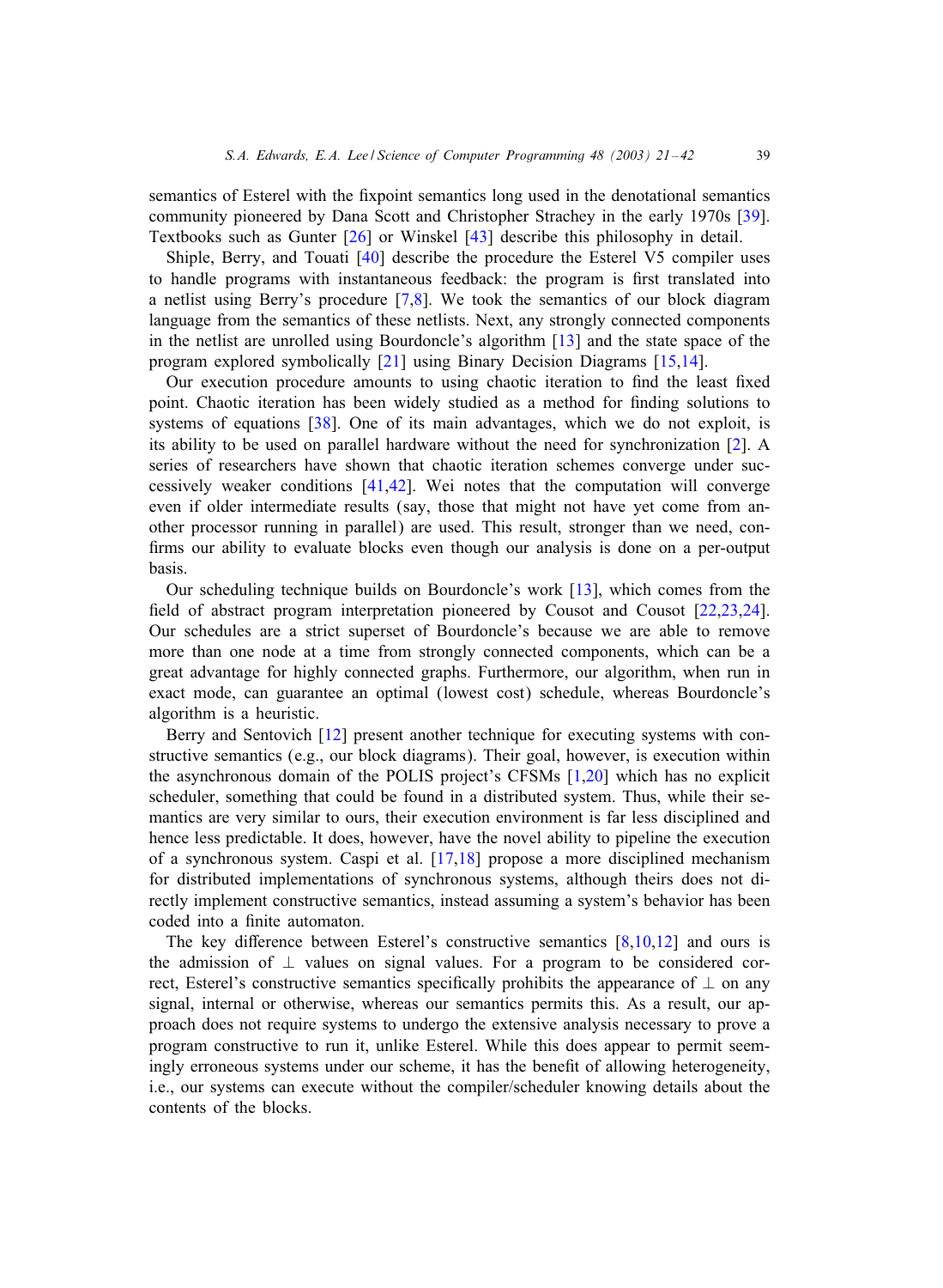semantics of Esterel with the fixpoint semantics long used in the denotational semantics community pioneered by Dana Scott and Christopher Strachey in the early 1970s [39]. Textbooks such as Gunter [26] or Winskel [43] describe this philosophy in detail.

Shiple, Berry, and Touati [40] describe the procedure the Esterel V5 compiler uses to handle programs with instantaneous feedback: the program is first translated into a netlist using Berry's procedure [7,8]. We took the semantics of our block diagram language from the semantics of these netlists. Next, any strongly connected components in the netlist are unrolled using Bourdoncle's algorithm [13] and the state space of the program explored symbolically [21] using Binary Decision Diagrams [15,14].

Our execution procedure amounts to using chaotic iteration to find the least fixed point. Chaotic iteration has been widely studied as a method for finding solutions to systems of equations [38]. One of its main advantages, which we do not exploit, is its ability to be used on parallel hardware without the need for synchronization [2]. A series of researchers have shown that chaotic iteration schemes converge under successively weaker conditions [41,42]. Wei notes that the computation will converge even if older intermediate results (say, those that might not have yet come from another processor running in parallel) are used. This result, stronger than we need, confirms our ability to evaluate blocks even though our analysis is done on a per-output basis.

Our scheduling technique builds on Bourdoncle's work [13], which comes from the field of abstract program interpretation pioneered by Cousot and Cousot [22,23,24]. Our schedules are a strict superset of Bourdoncle's because we are able to remove more than one node at a time from strongly connected components, which can be a great advantage for highly connected graphs. Furthermore, our algorithm, when run in exact mode, can guarantee an optimal (lowest cost) schedule, whereas Bourdoncle's algorithm is a heuristic.

Berry and Sentovich [12] present another technique for executing systems with constructive semantics (e.g., our block diagrams). Their goal, however, is execution within the asynchronous domain of the POLIS project's CFSMs [1,20] which has no explicit scheduler, something that could be found in a distributed system. Thus, while their semantics are very similar to ours, their execution environment is far less disciplined and hence less predictable. It does, however, have the novel ability to pipeline the execution of a synchronous system. Caspi et al. [17,18] propose a more disciplined mechanism for distributed implementations of synchronous systems, although theirs does not directly implement constructive semantics, instead assuming a system's behavior has been coded into a finite automaton.

The key difference between Esterel's constructive semantics [8,10,12] and ours is the admission of $\perp$ values on signal values. For a program to be considered correct, Esterel's constructive semantics specifically prohibits the appearance of $\perp$ on any signal, internal or otherwise, whereas our semantics permits this. As a result, our approach does not require systems to undergo the extensive analysis necessary to prove a program constructive to run it, unlike Esterel. While this does appear to permit seemingly erroneous systems under our scheme, it has the benefit of allowing heterogeneity, i.e., our systems can execute without the compiler/scheduler knowing details about the contents of the blocks.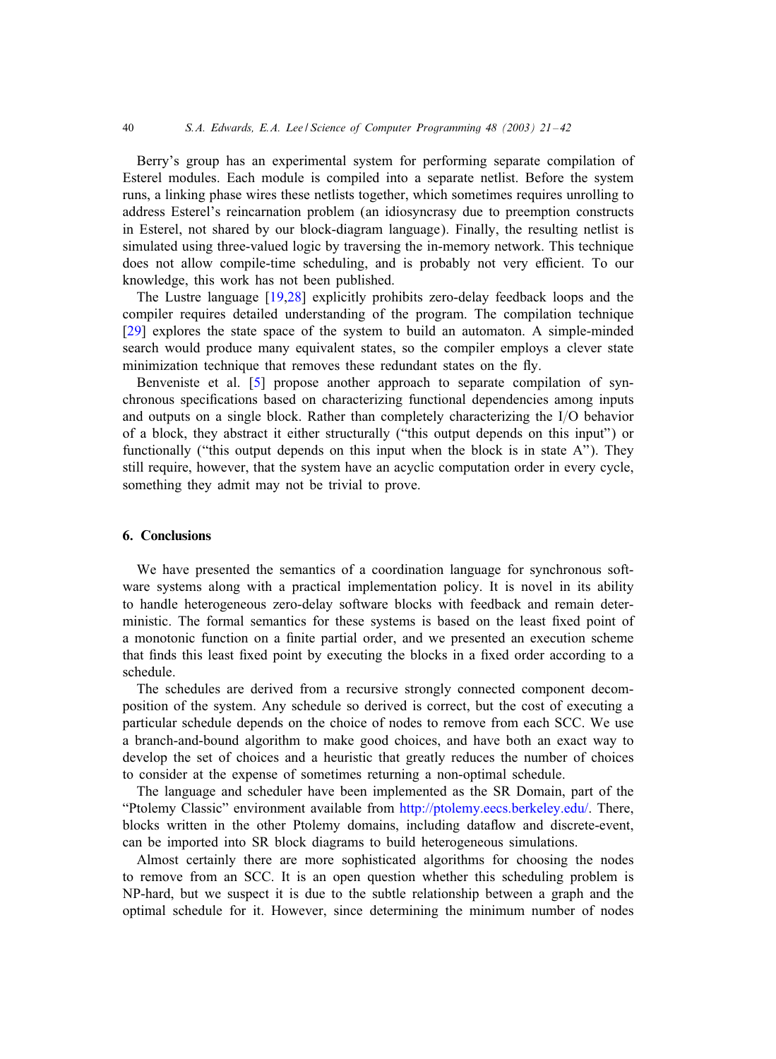Berry's group has an experimental system for performing separate compilation of Esterel modules. Each module is compiled into a separate netlist. Before the system runs, a linking phase wires these netlists together, which sometimes requires unrolling to address Esterel's reincarnation problem (an idiosyncrasy due to preemption constructs in Esterel, not shared by our block-diagram language). Finally, the resulting netlist is simulated using three-valued logic by traversing the in-memory network. This technique does not allow compile-time scheduling, and is probably not very efficient. To our knowledge, this work has not been published.

The Lustre language [19,28] explicitly prohibits zero-delay feedback loops and the compiler requires detailed understanding of the program. The compilation technique [29] explores the state space of the system to build an automaton. A simple-minded search would produce many equivalent states, so the compiler employs a clever state minimization technique that removes these redundant states on the fly.

Benveniste et al. [5] propose another approach to separate compilation of synchronous specifications based on characterizing functional dependencies among inputs and outputs on a single block. Rather than completely characterizing the I/O behavior of a block, they abstract it either structurally ("this output depends on this input") or functionally ("this output depends on this input when the block is in state A"). They still require, however, that the system have an acyclic computation order in every cycle, something they admit may not be trivial to prove.

## 6. Conclusions

We have presented the semantics of a coordination language for synchronous software systems along with a practical implementation policy. It is novel in its ability to handle heterogeneous zero-delay software blocks with feedback and remain deterministic. The formal semantics for these systems is based on the least fixed point of a monotonic function on a finite partial order, and we presented an execution scheme that finds this least fixed point by executing the blocks in a fixed order according to a schedule.

The schedules are derived from a recursive strongly connected component decomposition of the system. Any schedule so derived is correct, but the cost of executing a particular schedule depends on the choice of nodes to remove from each SCC. We use a branch-and-bound algorithm to make good choices, and have both an exact way to develop the set of choices and a heuristic that greatly reduces the number of choices to consider at the expense of sometimes returning a non-optimal schedule.

The language and scheduler have been implemented as the SR Domain, part of the "Ptolemy Classic" environment available from http://ptolemy.eecs.berkeley.edu/. There, blocks written in the other Ptolemy domains, including dataflow and discrete-event, can be imported into SR block diagrams to build heterogeneous simulations.

Almost certainly there are more sophisticated algorithms for choosing the nodes to remove from an SCC. It is an open question whether this scheduling problem is NP-hard, but we suspect it is due to the subtle relationship between a graph and the optimal schedule for it. However, since determining the minimum number of nodes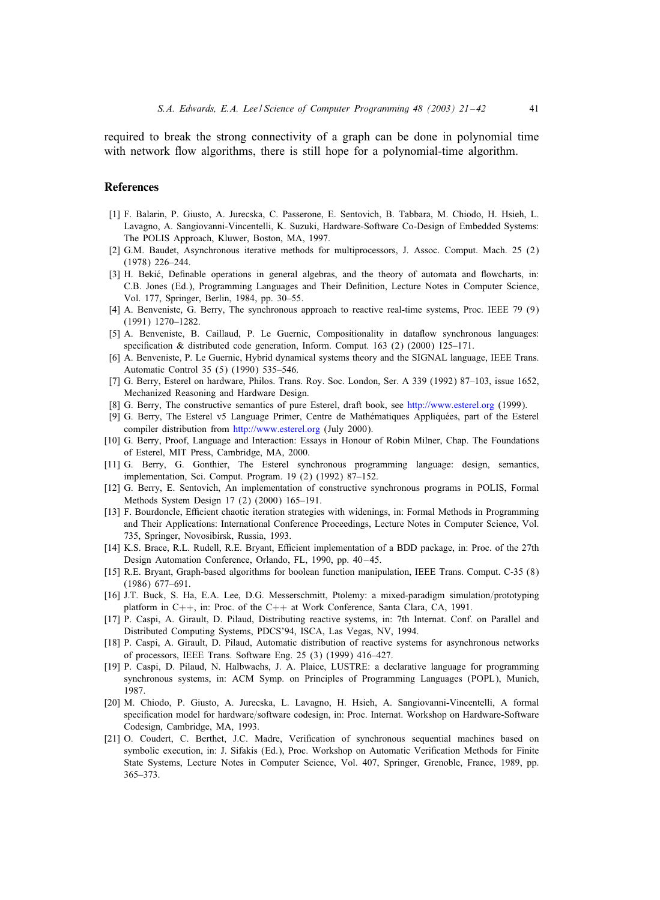required to break the strong connectivity of a graph can be done in polynomial time with network flow algorithms, there is still hope for a polynomial-time algorithm.

## References

[1] F. Balarin, P. Giusto, A. Jurecska, C. Passerone, E. Sentovich, B. Tabbara, M. Chiodo, H. Hsieh, L. Lavagno, A. Sangiovanni-Vincentelli, K. Suzuki, Hardware-Software Co-Design of Embedded Systems: The POLIS Approach, Kluwer, Boston, MA, 1997.

[2] G.M. Baudet, Asynchronous iterative methods for multiprocessors, J. Assoc. Comput. Mach. 25 (2) (1978) 226–244.

[3] H. Bekić, Definable operations in general algebras, and the theory of automata and flowcharts, in: C.B. Jones (Ed.), Programming Languages and Their Definition, Lecture Notes in Computer Science, Vol. 177, Springer, Berlin, 1984, pp. 30–55.

[4] A. Benveniste, G. Berry, The synchronous approach to reactive real-time systems, Proc. IEEE 79 (9) (1991) 1270–1282.

[5] A. Benveniste, B. Caillaud, P. Le Guernic, Compositionality in dataflow synchronous languages: specification & distributed code generation, Inform. Comput. 163 (2) (2000) 125–171.

[6] A. Benveniste, P. Le Guernic, Hybrid dynamical systems theory and the SIGNAL language, IEEE Trans. Automatic Control 35 (5) (1990) 535–546.

[7] G. Berry, Esterel on hardware, Philos. Trans. Roy. Soc. London, Ser. A 339 (1992) 87–103, issue 1652, Mechanized Reasoning and Hardware Design.

[8] G. Berry, The constructive semantics of pure Esterel, draft book, see http://www.esterel.org (1999).

[9] G. Berry, The Esterel v5 Language Primer, Centre de Mathématiques Appliquées, part of the Esterel compiler distribution from http://www.esterel.org (July 2000).

[10] G. Berry, Proof, Language and Interaction: Essays in Honour of Robin Milner, Chap. The Foundations of Esterel, MIT Press, Cambridge, MA, 2000.

[11] G. Berry, G. Gonthier, The Esterel synchronous programming language: design, semantics, implementation, Sci. Comput. Program. 19 (2) (1992) 87–152.

[12] G. Berry, E. Sentovich, An implementation of constructive synchronous programs in POLIS, Formal Methods System Design 17 (2) (2000) 165–191.

[13] F. Bourdoncle, Efficient chaotic iteration strategies with widenings, in: Formal Methods in Programming and Their Applications: International Conference Proceedings, Lecture Notes in Computer Science, Vol. 735, Springer, Novosibirsk, Russia, 1993.

[14] K.S. Brace, R.L. Rudell, R.E. Bryant, Efficient implementation of a BDD package, in: Proc. of the 27th Design Automation Conference, Orlando, FL, 1990, pp. 40–45.

[15] R.E. Bryant, Graph-based algorithms for boolean function manipulation, IEEE Trans. Comput. C-35 (8) (1986) 677–691.

[16] J.T. Buck, S. Ha, E.A. Lee, D.G. Messerschmitt, Ptolemy: a mixed-paradigm simulation/prototyping platform in C++, in: Proc. of the C++ at Work Conference, Santa Clara, CA, 1991.

[17] P. Caspi, A. Girault, D. Pilaud, Distributing reactive systems, in: 7th Internat. Conf. on Parallel and Distributed Computing Systems, PDCS'94, ISCA, Las Vegas, NV, 1994.

[18] P. Caspi, A. Girault, D. Pilaud, Automatic distribution of reactive systems for asynchronous networks of processors, IEEE Trans. Software Eng. 25 (3) (1999) 416–427.

[19] P. Caspi, D. Pilaud, N. Halbwachs, J. A. Plaice, LUSTRE: a declarative language for programming synchronous systems, in: ACM Symp. on Principles of Programming Languages (POPL), Munich, 1987.

[20] M. Chiodo, P. Giusto, A. Jurecska, L. Lavagno, H. Hsieh, A. Sangiovanni-Vincentelli, A formal specification model for hardware/software codesign, in: Proc. Internat. Workshop on Hardware-Software Codesign, Cambridge, MA, 1993.

[21] O. Coudert, C. Berthet, J.C. Madre, Verification of synchronous sequential machines based on symbolic execution, in: J. Sifakis (Ed.), Proc. Workshop on Automatic Verification Methods for Finite State Systems, Lecture Notes in Computer Science, Vol. 407, Springer, Grenoble, France, 1989, pp. 365–373.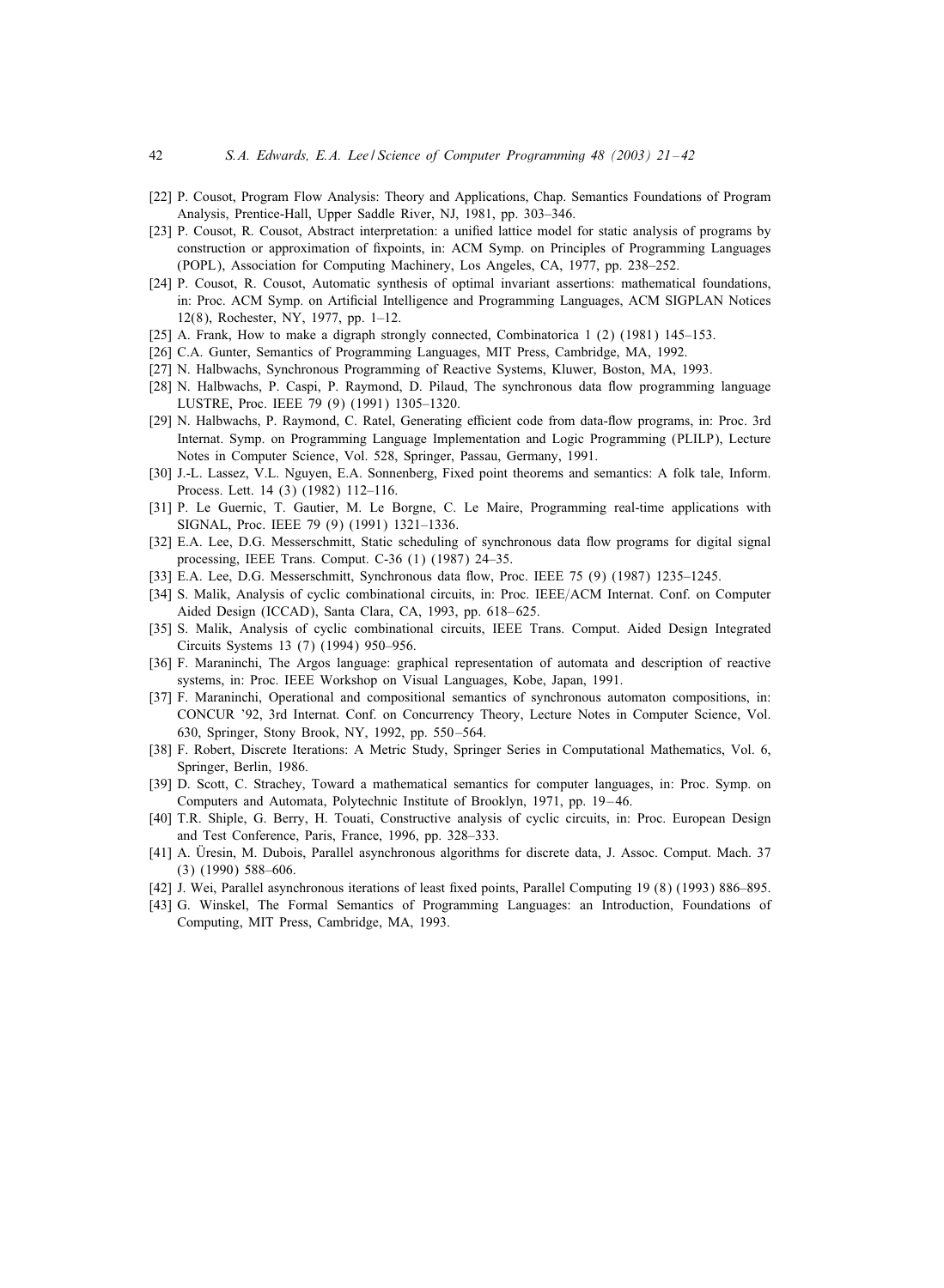[22] P. Cousot, Program Flow Analysis: Theory and Applications, Chap. Semantics Foundations of Program Analysis, Prentice-Hall, Upper Saddle River, NJ, 1981, pp. 303–346.

[23] P. Cousot, R. Cousot, Abstract interpretation: a unified lattice model for static analysis of programs by construction or approximation of fixpoints, in: ACM Symp. on Principles of Programming Languages (POPL), Association for Computing Machinery, Los Angeles, CA, 1977, pp. 238–252.

[24] P. Cousot, R. Cousot, Automatic synthesis of optimal invariant assertions: mathematical foundations, in: Proc. ACM Symp. on Artificial Intelligence and Programming Languages, ACM SIGPLAN Notices 12(8), Rochester, NY, 1977, pp. 1–12.

[25] A. Frank, How to make a digraph strongly connected, Combinatorica 1 (2) (1981) 145–153.

[26] C.A. Gunter, Semantics of Programming Languages, MIT Press, Cambridge, MA, 1992.

[27] N. Halbwachs, Synchronous Programming of Reactive Systems, Kluwer, Boston, MA, 1993.

[28] N. Halbwachs, P. Caspi, P. Raymond, D. Pilaud, The synchronous data flow programming language LUSTRE, Proc. IEEE 79 (9) (1991) 1305–1320.

[29] N. Halbwachs, P. Raymond, C. Ratel, Generating efficient code from data-flow programs, in: Proc. 3rd Internat. Symp. on Programming Language Implementation and Logic Programming (PLILP), Lecture Notes in Computer Science, Vol. 528, Springer, Passau, Germany, 1991.

[30] J.-L. Lassez, V.L. Nguyen, E.A. Sonnenberg, Fixed point theorems and semantics: A folk tale, Inform. Process. Lett. 14 (3) (1982) 112–116.

[31] P. Le Guernic, T. Gautier, M. Le Borgne, C. Le Maire, Programming real-time applications with SIGNAL, Proc. IEEE 79 (9) (1991) 1321–1336.

[32] E.A. Lee, D.G. Messerschmitt, Static scheduling of synchronous data flow programs for digital signal processing, IEEE Trans. Comput. C-36 (1) (1987) 24–35.

[33] E.A. Lee, D.G. Messerschmitt, Synchronous data flow, Proc. IEEE 75 (9) (1987) 1235–1245.

[34] S. Malik, Analysis of cyclic combinational circuits, in: Proc. IEEE/ACM Internat. Conf. on Computer Aided Design (ICCAD), Santa Clara, CA, 1993, pp. 618–625.

[35] S. Malik, Analysis of cyclic combinational circuits, IEEE Trans. Comput. Aided Design Integrated Circuits Systems 13 (7) (1994) 950–956.

[36] F. Maraninchi, The Argos language: graphical representation of automata and description of reactive systems, in: Proc. IEEE Workshop on Visual Languages, Kobe, Japan, 1991.

[37] F. Maraninchi, Operational and compositional semantics of synchronous automaton compositions, in: CONCUR '92, 3rd Internat. Conf. on Concurrency Theory, Lecture Notes in Computer Science, Vol. 630, Springer, Stony Brook, NY, 1992, pp. 550–564.

[38] F. Robert, Discrete Iterations: A Metric Study, Springer Series in Computational Mathematics, Vol. 6, Springer, Berlin, 1986.

[39] D. Scott, C. Strachey, Toward a mathematical semantics for computer languages, in: Proc. Symp. on Computers and Automata, Polytechnic Institute of Brooklyn, 1971, pp. 19–46.

[40] T.R. Shiple, G. Berry, H. Touati, Constructive analysis of cyclic circuits, in: Proc. European Design and Test Conference, Paris, France, 1996, pp. 328–333.

[41] A. Üresin, M. Dubois, Parallel asynchronous algorithms for discrete data, J. Assoc. Comput. Mach. 37 (3) (1990) 588–606.

[42] J. Wei, Parallel asynchronous iterations of least fixed points, Parallel Computing 19 (8) (1993) 886–895.

[43] G. Winskel, The Formal Semantics of Programming Languages: an Introduction, Foundations of Computing, MIT Press, Cambridge, MA, 1993.